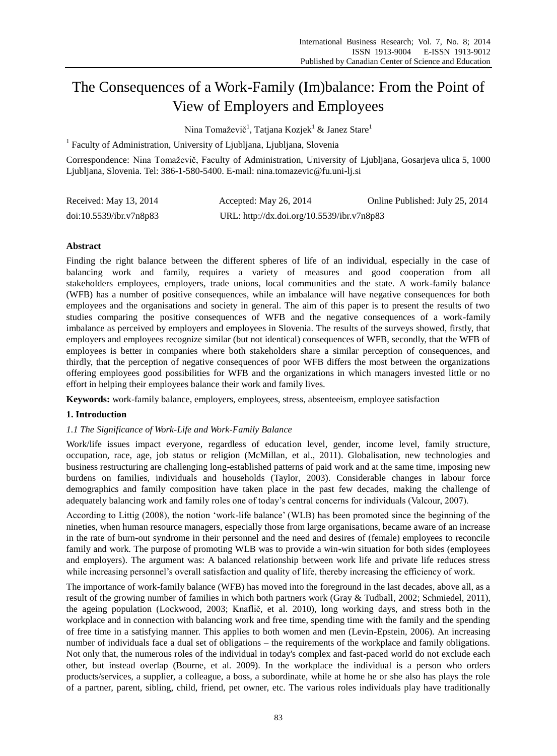# The Consequences of a Work-Family (Im)balance: From the Point of View of Employers and Employees

Nina Tomaževič[1], Tatjana Kozjek[1] & Janez Stare[1]

[1] Faculty of Administration, University of Ljubljana, Ljubljana, Slovenia

Correspondence: Nina Tomaževič, Faculty of Administration, University of Ljubljana, Gosarjeva ulica 5, 1000 Ljubljana, Slovenia. Tel: 386-1-580-5400. E-mail: nina.tomazevic@fu.uni-lj.si

| | | |
|---|---|---|
| Received: May 13, 2014 | Accepted: May 26, 2014 | Online Published: July 25, 2014 |
| doi:10.5539/ibr.v7n8p83 | URL: http://dx.doi.org/10.5539/ibr.v7n8p83 | |

**Abstract**

Finding the right balance between the different spheres of life of an individual, especially in the case of balancing work and family, requires a variety of measures and good cooperation from all stakeholders–employees, employers, trade unions, local communities and the state. A work-family balance (WFB) has a number of positive consequences, while an imbalance will have negative consequences for both employees and the organisations and society in general. The aim of this paper is to present the results of two studies comparing the positive consequences of WFB and the negative consequences of a work-family imbalance as perceived by employers and employees in Slovenia. The results of the surveys showed, firstly, that employers and employees recognize similar (but not identical) consequences of WFB, secondly, that the WFB of employees is better in companies where both stakeholders share a similar perception of consequences, and thirdly, that the perception of negative consequences of poor WFB differs the most between the organizations offering employees good possibilities for WFB and the organizations in which managers invested little or no effort in helping their employees balance their work and family lives.

**Keywords:** work-family balance, employers, employees, stress, absenteeism, employee satisfaction

## 1. Introduction

### *1.1 The Significance of Work-Life and Work-Family Balance*

Work/life issues impact everyone, regardless of education level, gender, income level, family structure, occupation, race, age, job status or religion (McMillan, et al., 2011). Globalisation, new technologies and business restructuring are challenging long-established patterns of paid work and at the same time, imposing new burdens on families, individuals and households (Taylor, 2003). Considerable changes in labour force demographics and family composition have taken place in the past few decades, making the challenge of adequately balancing work and family roles one of today's central concerns for individuals (Valcour, 2007).

According to Littig (2008), the notion 'work-life balance' (WLB) has been promoted since the beginning of the nineties, when human resource managers, especially those from large organisations, became aware of an increase in the rate of burn-out syndrome in their personnel and the need and desires of (female) employees to reconcile family and work. The purpose of promoting WLB was to provide a win-win situation for both sides (employees and employers). The argument was: A balanced relationship between work life and private life reduces stress while increasing personnel's overall satisfaction and quality of life, thereby increasing the efficiency of work.

The importance of work-family balance (WFB) has moved into the foreground in the last decades, above all, as a result of the growing number of families in which both partners work (Gray & Tudball, 2002; Schmiedel, 2011), the ageing population (Lockwood, 2003; Knaflič, et al. 2010), long working days, and stress both in the workplace and in connection with balancing work and free time, spending time with the family and the spending of free time in a satisfying manner. This applies to both women and men (Levin-Epstein, 2006). An increasing number of individuals face a dual set of obligations – the requirements of the workplace and family obligations. Not only that, the numerous roles of the individual in today's complex and fast-paced world do not exclude each other, but instead overlap (Bourne, et al. 2009). In the workplace the individual is a person who orders products/services, a supplier, a colleague, a boss, a subordinate, while at home he or she also has plays the role of a partner, parent, sibling, child, friend, pet owner, etc. The various roles individuals play have traditionally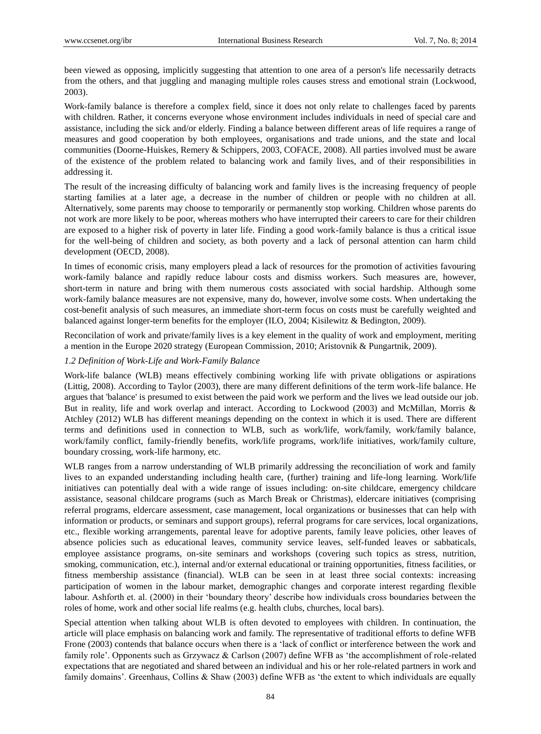been viewed as opposing, implicitly suggesting that attention to one area of a person's life necessarily detracts from the others, and that juggling and managing multiple roles causes stress and emotional strain (Lockwood, 2003).

Work-family balance is therefore a complex field, since it does not only relate to challenges faced by parents with children. Rather, it concerns everyone whose environment includes individuals in need of special care and assistance, including the sick and/or elderly. Finding a balance between different areas of life requires a range of measures and good cooperation by both employees, organisations and trade unions, and the state and local communities (Doorne-Huiskes, Remery & Schippers, 2003, COFACE, 2008). All parties involved must be aware of the existence of the problem related to balancing work and family lives, and of their responsibilities in addressing it.

The result of the increasing difficulty of balancing work and family lives is the increasing frequency of people starting families at a later age, a decrease in the number of children or people with no children at all. Alternatively, some parents may choose to temporarily or permanently stop working. Children whose parents do not work are more likely to be poor, whereas mothers who have interrupted their careers to care for their children are exposed to a higher risk of poverty in later life. Finding a good work-family balance is thus a critical issue for the well-being of children and society, as both poverty and a lack of personal attention can harm child development (OECD, 2008).

In times of economic crisis, many employers plead a lack of resources for the promotion of activities favouring work-family balance and rapidly reduce labour costs and dismiss workers. Such measures are, however, short-term in nature and bring with them numerous costs associated with social hardship. Although some work-family balance measures are not expensive, many do, however, involve some costs. When undertaking the cost-benefit analysis of such measures, an immediate short-term focus on costs must be carefully weighted and balanced against longer-term benefits for the employer (ILO, 2004; Kisilewitz & Bedington, 2009).

Reconcilation of work and private/family lives is a key element in the quality of work and employment, meriting a mention in the Europe 2020 strategy (European Commission, 2010; Aristovnik & Pungartnik, 2009).

### *1.2 Definition of Work-Life and Work-Family Balance*

Work-life balance (WLB) means effectively combining working life with private obligations or aspirations (Littig, 2008). According to Taylor (2003), there are many different definitions of the term work-life balance. He argues that 'balance' is presumed to exist between the paid work we perform and the lives we lead outside our job. But in reality, life and work overlap and interact. According to Lockwood (2003) and McMillan, Morris & Atchley (2012) WLB has different meanings depending on the context in which it is used. There are different terms and definitions used in connection to WLB, such as work/life, work/family, work/family balance, work/family conflict, family-friendly benefits, work/life programs, work/life initiatives, work/family culture, boundary crossing, work-life harmony, etc.

WLB ranges from a narrow understanding of WLB primarily addressing the reconciliation of work and family lives to an expanded understanding including health care, (further) training and life-long learning. Work/life initiatives can potentially deal with a wide range of issues including: on-site childcare, emergency childcare assistance, seasonal childcare programs (such as March Break or Christmas), eldercare initiatives (comprising referral programs, eldercare assessment, case management, local organizations or businesses that can help with information or products, or seminars and support groups), referral programs for care services, local organizations, etc., flexible working arrangements, parental leave for adoptive parents, family leave policies, other leaves of absence policies such as educational leaves, community service leaves, self-funded leaves or sabbaticals, employee assistance programs, on-site seminars and workshops (covering such topics as stress, nutrition, smoking, communication, etc.), internal and/or external educational or training opportunities, fitness facilities, or fitness membership assistance (financial). WLB can be seen in at least three social contexts: increasing participation of women in the labour market, demographic changes and corporate interest regarding flexible labour. Ashforth et. al. (2000) in their 'boundary theory' describe how individuals cross boundaries between the roles of home, work and other social life realms (e.g. health clubs, churches, local bars).

Special attention when talking about WLB is often devoted to employees with children. In continuation, the article will place emphasis on balancing work and family. The representative of traditional efforts to define WFB Frone (2003) contends that balance occurs when there is a 'lack of conflict or interference between the work and family role'. Opponents such as Grzywacz & Carlson (2007) define WFB as 'the accomplishment of role-related expectations that are negotiated and shared between an individual and his or her role-related partners in work and family domains'. Greenhaus, Collins & Shaw (2003) define WFB as 'the extent to which individuals are equally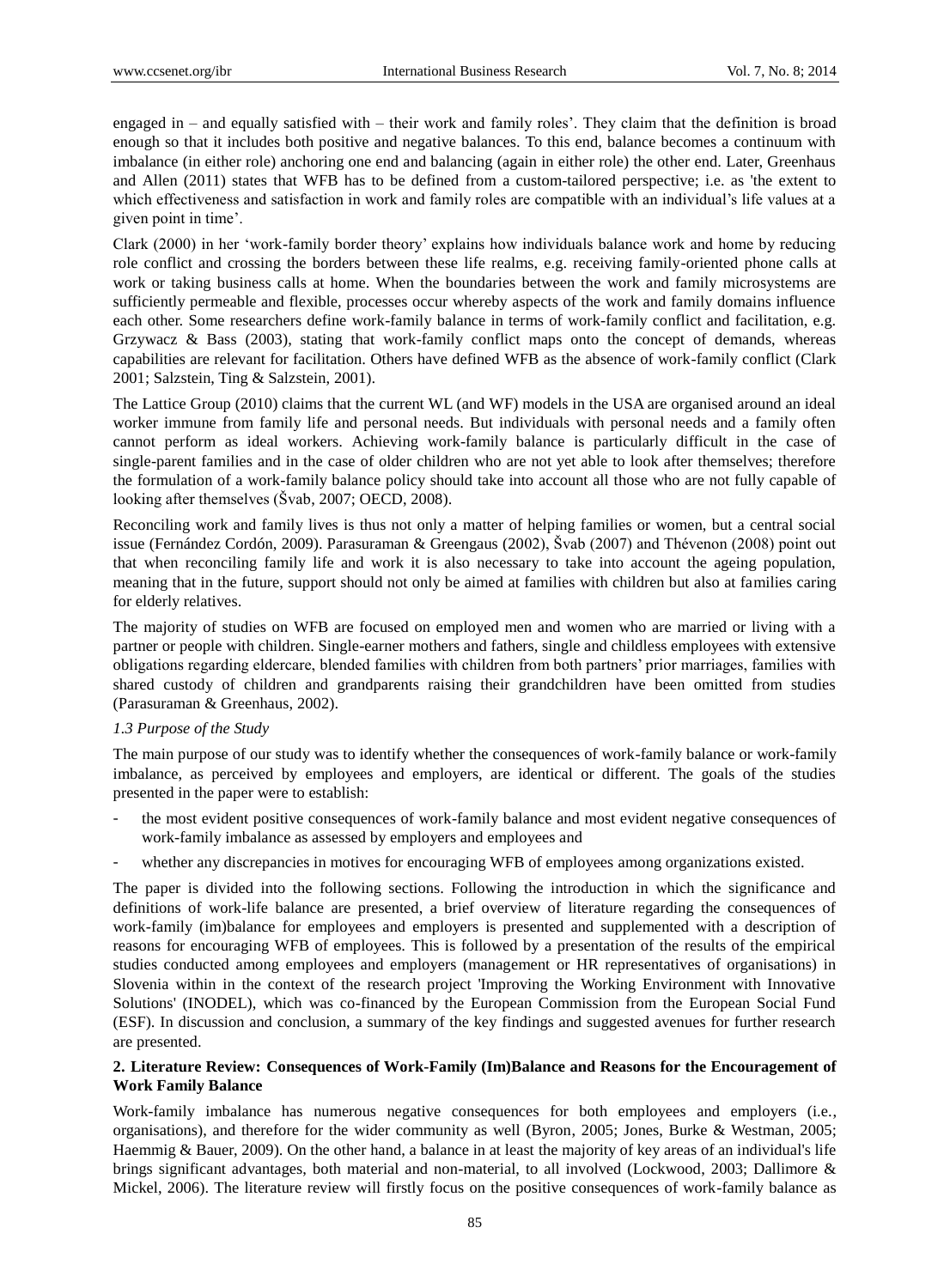engaged in – and equally satisfied with – their work and family roles'. They claim that the definition is broad enough so that it includes both positive and negative balances. To this end, balance becomes a continuum with imbalance (in either role) anchoring one end and balancing (again in either role) the other end. Later, Greenhaus and Allen (2011) states that WFB has to be defined from a custom-tailored perspective; i.e. as 'the extent to which effectiveness and satisfaction in work and family roles are compatible with an individual's life values at a given point in time'.

Clark (2000) in her 'work-family border theory' explains how individuals balance work and home by reducing role conflict and crossing the borders between these life realms, e.g. receiving family-oriented phone calls at work or taking business calls at home. When the boundaries between the work and family microsystems are sufficiently permeable and flexible, processes occur whereby aspects of the work and family domains influence each other. Some researchers define work-family balance in terms of work-family conflict and facilitation, e.g. Grzywacz & Bass (2003), stating that work-family conflict maps onto the concept of demands, whereas capabilities are relevant for facilitation. Others have defined WFB as the absence of work-family conflict (Clark 2001; Salzstein, Ting & Salzstein, 2001).

The Lattice Group (2010) claims that the current WL (and WF) models in the USA are organised around an ideal worker immune from family life and personal needs. But individuals with personal needs and a family often cannot perform as ideal workers. Achieving work-family balance is particularly difficult in the case of single-parent families and in the case of older children who are not yet able to look after themselves; therefore the formulation of a work-family balance policy should take into account all those who are not fully capable of looking after themselves (Švab, 2007; OECD, 2008).

Reconciling work and family lives is thus not only a matter of helping families or women, but a central social issue (Fernández Cordón, 2009). Parasuraman & Greengaus (2002), Švab (2007) and Thévenon (2008) point out that when reconciling family life and work it is also necessary to take into account the ageing population, meaning that in the future, support should not only be aimed at families with children but also at families caring for elderly relatives.

The majority of studies on WFB are focused on employed men and women who are married or living with a partner or people with children. Single-earner mothers and fathers, single and childless employees with extensive obligations regarding eldercare, blended families with children from both partners' prior marriages, families with shared custody of children and grandparents raising their grandchildren have been omitted from studies (Parasuraman & Greenhaus, 2002).

### *1.3 Purpose of the Study*

The main purpose of our study was to identify whether the consequences of work-family balance or work-family imbalance, as perceived by employees and employers, are identical or different. The goals of the studies presented in the paper were to establish:

- the most evident positive consequences of work-family balance and most evident negative consequences of work-family imbalance as assessed by employers and employees and
- whether any discrepancies in motives for encouraging WFB of employees among organizations existed.

The paper is divided into the following sections. Following the introduction in which the significance and definitions of work-life balance are presented, a brief overview of literature regarding the consequences of work-family (im)balance for employees and employers is presented and supplemented with a description of reasons for encouraging WFB of employees. This is followed by a presentation of the results of the empirical studies conducted among employees and employers (management or HR representatives of organisations) in Slovenia within in the context of the research project 'Improving the Working Environment with Innovative Solutions' (INODEL), which was co-financed by the European Commission from the European Social Fund (ESF). In discussion and conclusion, a summary of the key findings and suggested avenues for further research are presented.

## **2. Literature Review: Consequences of Work-Family (Im)Balance and Reasons for the Encouragement of Work Family Balance**

Work-family imbalance has numerous negative consequences for both employees and employers (i.e., organisations), and therefore for the wider community as well (Byron, 2005; Jones, Burke & Westman, 2005; Haemmig & Bauer, 2009). On the other hand, a balance in at least the majority of key areas of an individual's life brings significant advantages, both material and non-material, to all involved (Lockwood, 2003; Dallimore & Mickel, 2006). The literature review will firstly focus on the positive consequences of work-family balance as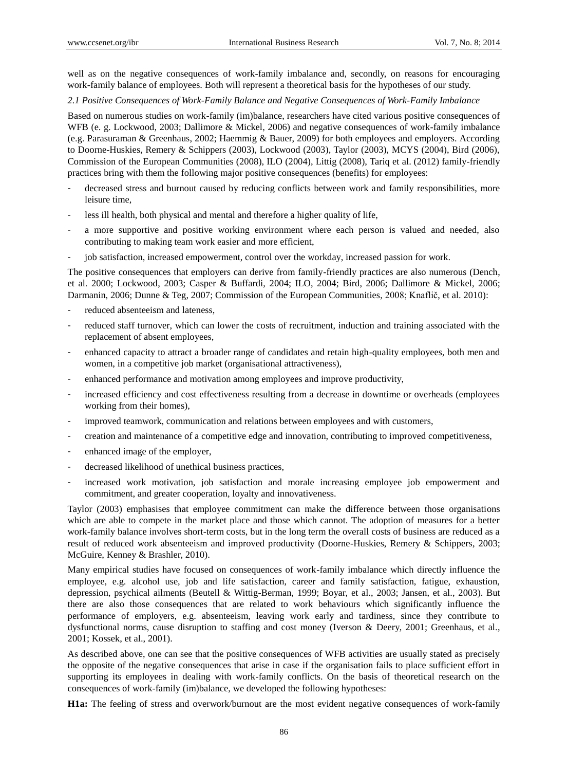well as on the negative consequences of work-family imbalance and, secondly, on reasons for encouraging work-family balance of employees. Both will represent a theoretical basis for the hypotheses of our study.

### *2.1 Positive Consequences of Work-Family Balance and Negative Consequences of Work-Family Imbalance*

Based on numerous studies on work-family (im)balance, researchers have cited various positive consequences of WFB (e. g. Lockwood, 2003; Dallimore & Mickel, 2006) and negative consequences of work-family imbalance (e.g. Parasuraman & Greenhaus, 2002; Haemmig & Bauer, 2009) for both employees and employers. According to Doorne-Huskies, Remery & Schippers (2003), Lockwood (2003), Taylor (2003), MCYS (2004), Bird (2006), Commission of the European Communities (2008), ILO (2004), Littig (2008), Tariq et al. (2012) family-friendly practices bring with them the following major positive consequences (benefits) for employees:

- decreased stress and burnout caused by reducing conflicts between work and family responsibilities, more leisure time,
- less ill health, both physical and mental and therefore a higher quality of life,
- a more supportive and positive working environment where each person is valued and needed, also contributing to making team work easier and more efficient,
- job satisfaction, increased empowerment, control over the workday, increased passion for work.

The positive consequences that employers can derive from family-friendly practices are also numerous (Dench, et al. 2000; Lockwood, 2003; Casper & Buffardi, 2004; ILO, 2004; Bird, 2006; Dallimore & Mickel, 2006; Darmanin, 2006; Dunne & Teg, 2007; Commission of the European Communities, 2008; Knaflič, et al. 2010):

- reduced absenteeism and lateness,
- reduced staff turnover, which can lower the costs of recruitment, induction and training associated with the replacement of absent employees,
- enhanced capacity to attract a broader range of candidates and retain high-quality employees, both men and women, in a competitive job market (organisational attractiveness),
- enhanced performance and motivation among employees and improve productivity,
- increased efficiency and cost effectiveness resulting from a decrease in downtime or overheads (employees working from their homes),
- improved teamwork, communication and relations between employees and with customers,
- creation and maintenance of a competitive edge and innovation, contributing to improved competitiveness,
- enhanced image of the employer,
- decreased likelihood of unethical business practices,
- increased work motivation, job satisfaction and morale increasing employee job empowerment and commitment, and greater cooperation, loyalty and innovativeness.

Taylor (2003) emphasises that employee commitment can make the difference between those organisations which are able to compete in the market place and those which cannot. The adoption of measures for a better work-family balance involves short-term costs, but in the long term the overall costs of business are reduced as a result of reduced work absenteeism and improved productivity (Doorne-Huskies, Remery & Schippers, 2003; McGuire, Kenney & Brashler, 2010).

Many empirical studies have focused on consequences of work-family imbalance which directly influence the employee, e.g. alcohol use, job and life satisfaction, career and family satisfaction, fatigue, exhaustion, depression, psychical ailments (Beutell & Wittig-Berman, 1999; Boyar, et al., 2003; Jansen, et al., 2003). But there are also those consequences that are related to work behaviours which significantly influence the performance of employers, e.g. absenteeism, leaving work early and tardiness, since they contribute to dysfunctional norms, cause disruption to staffing and cost money (Iverson & Deery, 2001; Greenhaus, et al., 2001; Kossek, et al., 2001).

As described above, one can see that the positive consequences of WFB activities are usually stated as precisely the opposite of the negative consequences that arise in case if the organisation fails to place sufficient effort in supporting its employees in dealing with work-family conflicts. On the basis of theoretical research on the consequences of work-family (im)balance, we developed the following hypotheses:

**H1a:** The feeling of stress and overwork/burnout are the most evident negative consequences of work-family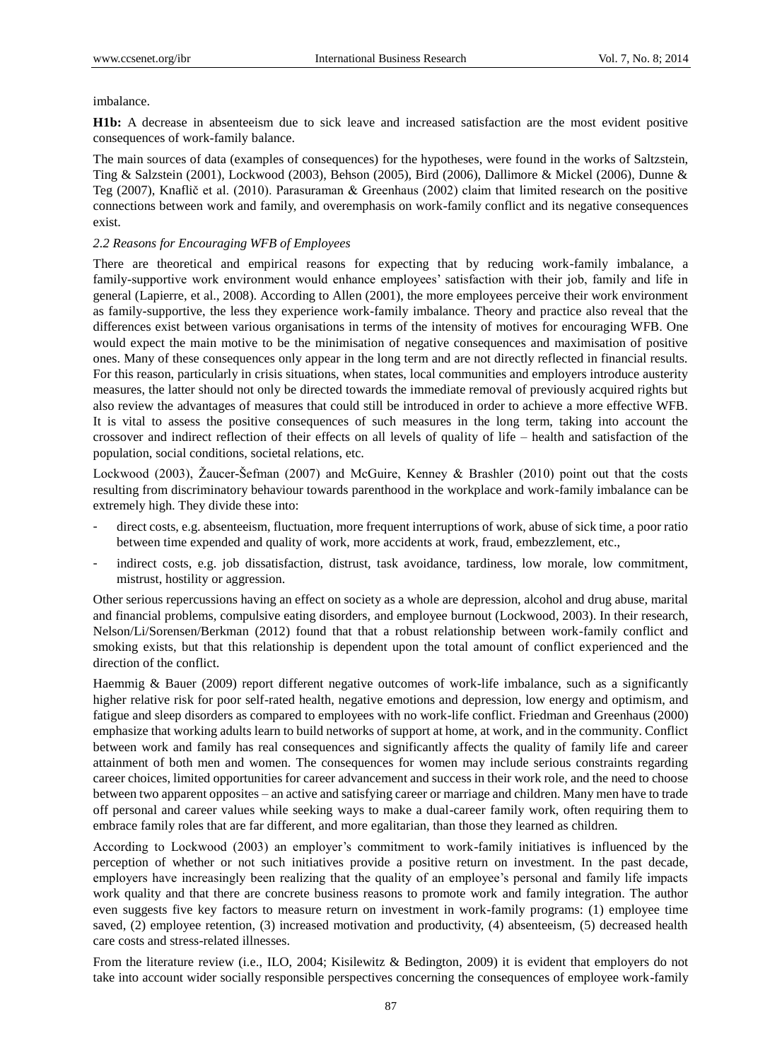imbalance.

**H1b:** A decrease in absenteeism due to sick leave and increased satisfaction are the most evident positive consequences of work-family balance.

The main sources of data (examples of consequences) for the hypotheses, were found in the works of Saltzstein, Ting & Salzstein (2001), Lockwood (2003), Behson (2005), Bird (2006), Dallimore & Mickel (2006), Dunne & Teg (2007), Knaflič et al. (2010). Parasuraman & Greenhaus (2002) claim that limited research on the positive connections between work and family, and overemphasis on work-family conflict and its negative consequences exist.

### *2.2 Reasons for Encouraging WFB of Employees*

There are theoretical and empirical reasons for expecting that by reducing work-family imbalance, a family-supportive work environment would enhance employees' satisfaction with their job, family and life in general (Lapierre, et al., 2008). According to Allen (2001), the more employees perceive their work environment as family-supportive, the less they experience work-family imbalance. Theory and practice also reveal that the differences exist between various organisations in terms of the intensity of motives for encouraging WFB. One would expect the main motive to be the minimisation of negative consequences and maximisation of positive ones. Many of these consequences only appear in the long term and are not directly reflected in financial results. For this reason, particularly in crisis situations, when states, local communities and employers introduce austerity measures, the latter should not only be directed towards the immediate removal of previously acquired rights but also review the advantages of measures that could still be introduced in order to achieve a more effective WFB. It is vital to assess the positive consequences of such measures in the long term, taking into account the crossover and indirect reflection of their effects on all levels of quality of life – health and satisfaction of the population, social conditions, societal relations, etc.

Lockwood (2003), Žaucer-Šefman (2007) and McGuire, Kenney & Brashler (2010) point out that the costs resulting from discriminatory behaviour towards parenthood in the workplace and work-family imbalance can be extremely high. They divide these into:

- direct costs, e.g. absenteeism, fluctuation, more frequent interruptions of work, abuse of sick time, a poor ratio between time expended and quality of work, more accidents at work, fraud, embezzlement, etc.,
- indirect costs, e.g. job dissatisfaction, distrust, task avoidance, tardiness, low morale, low commitment, mistrust, hostility or aggression.

Other serious repercussions having an effect on society as a whole are depression, alcohol and drug abuse, marital and financial problems, compulsive eating disorders, and employee burnout (Lockwood, 2003). In their research, Nelson/Li/Sorensen/Berkman (2012) found that that a robust relationship between work-family conflict and smoking exists, but that this relationship is dependent upon the total amount of conflict experienced and the direction of the conflict.

Haemmig & Bauer (2009) report different negative outcomes of work-life imbalance, such as a significantly higher relative risk for poor self-rated health, negative emotions and depression, low energy and optimism, and fatigue and sleep disorders as compared to employees with no work-life conflict. Friedman and Greenhaus (2000) emphasize that working adults learn to build networks of support at home, at work, and in the community. Conflict between work and family has real consequences and significantly affects the quality of family life and career attainment of both men and women. The consequences for women may include serious constraints regarding career choices, limited opportunities for career advancement and success in their work role, and the need to choose between two apparent opposites – an active and satisfying career or marriage and children. Many men have to trade off personal and career values while seeking ways to make a dual-career family work, often requiring them to embrace family roles that are far different, and more egalitarian, than those they learned as children.

According to Lockwood (2003) an employer's commitment to work-family initiatives is influenced by the perception of whether or not such initiatives provide a positive return on investment. In the past decade, employers have increasingly been realizing that the quality of an employee's personal and family life impacts work quality and that there are concrete business reasons to promote work and family integration. The author even suggests five key factors to measure return on investment in work-family programs: (1) employee time saved, (2) employee retention, (3) increased motivation and productivity, (4) absenteeism, (5) decreased health care costs and stress-related illnesses.

From the literature review (i.e., ILO, 2004; Kisilewitz & Bedington, 2009) it is evident that employers do not take into account wider socially responsible perspectives concerning the consequences of employee work-family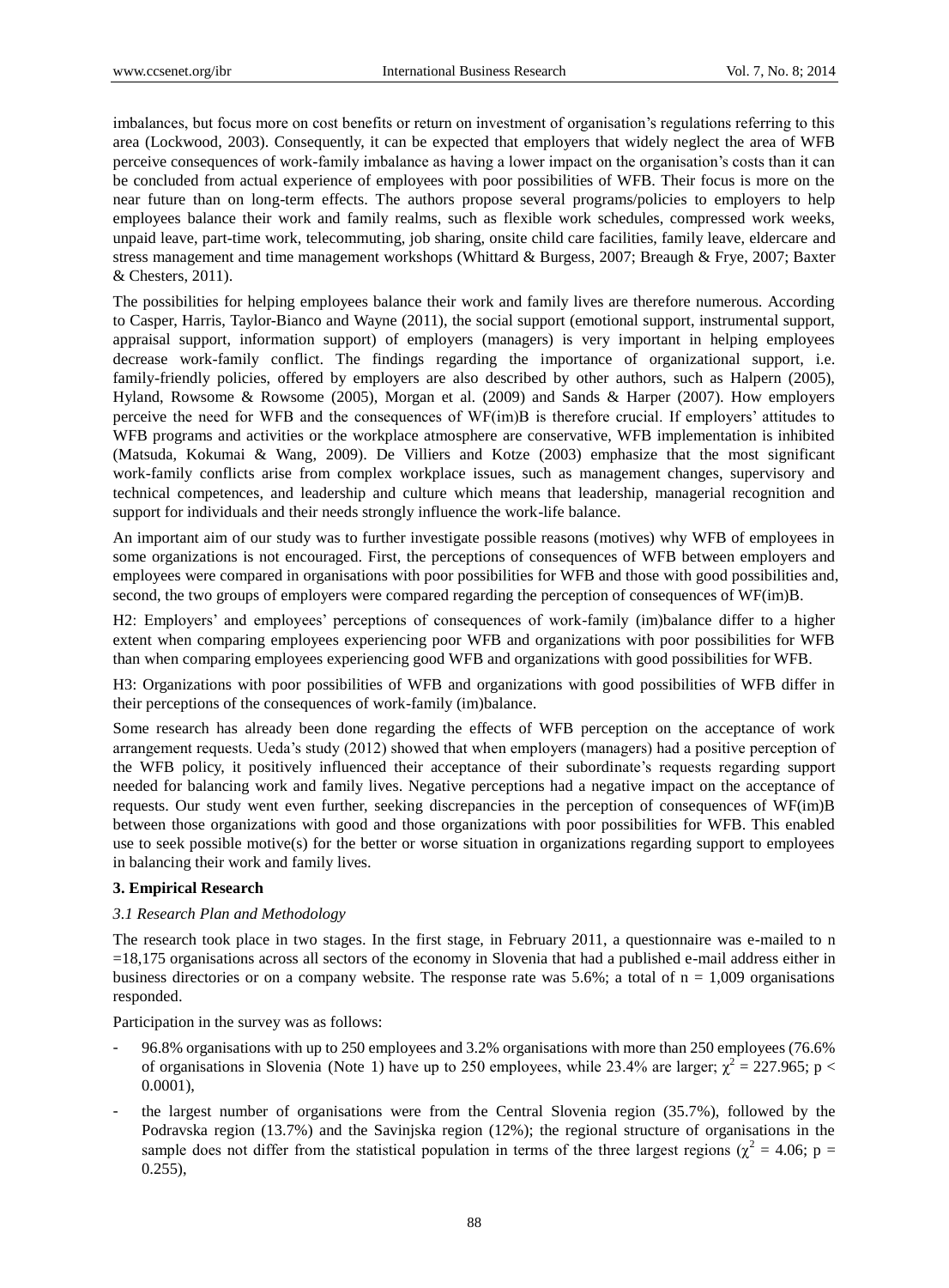imbalances, but focus more on cost benefits or return on investment of organisation's regulations referring to this area (Lockwood, 2003). Consequently, it can be expected that employers that widely neglect the area of WFB perceive consequences of work-family imbalance as having a lower impact on the organisation's costs than it can be concluded from actual experience of employees with poor possibilities of WFB. Their focus is more on the near future than on long-term effects. The authors propose several programs/policies to employers to help employees balance their work and family realms, such as flexible work schedules, compressed work weeks, unpaid leave, part-time work, telecommuting, job sharing, onsite child care facilities, family leave, eldercare and stress management and time management workshops (Whittard & Burgess, 2007; Breaugh & Frye, 2007; Baxter & Chesters, 2011).

The possibilities for helping employees balance their work and family lives are therefore numerous. According to Casper, Harris, Taylor-Bianco and Wayne (2011), the social support (emotional support, instrumental support, appraisal support, information support) of employers (managers) is very important in helping employees decrease work-family conflict. The findings regarding the importance of organizational support, i.e. family-friendly policies, offered by employers are also described by other authors, such as Halpern (2005), Hyland, Rowsome & Rowsome (2005), Morgan et al. (2009) and Sands & Harper (2007). How employers perceive the need for WFB and the consequences of WF(im)B is therefore crucial. If employers' attitudes to WFB programs and activities or the workplace atmosphere are conservative, WFB implementation is inhibited (Matsuda, Kokumai & Wang, 2009). De Villiers and Kotze (2003) emphasize that the most significant work-family conflicts arise from complex workplace issues, such as management changes, supervisory and technical competences, and leadership and culture which means that leadership, managerial recognition and support for individuals and their needs strongly influence the work-life balance.

An important aim of our study was to further investigate possible reasons (motives) why WFB of employees in some organizations is not encouraged. First, the perceptions of consequences of WFB between employers and employees were compared in organisations with poor possibilities for WFB and those with good possibilities and, second, the two groups of employers were compared regarding the perception of consequences of WF(im)B.

H2: Employers' and employees' perceptions of consequences of work-family (im)balance differ to a higher extent when comparing employees experiencing poor WFB and organizations with poor possibilities for WFB than when comparing employees experiencing good WFB and organizations with good possibilities for WFB.

H3: Organizations with poor possibilities of WFB and organizations with good possibilities of WFB differ in their perceptions of the consequences of work-family (im)balance.

Some research has already been done regarding the effects of WFB perception on the acceptance of work arrangement requests. Ueda's study (2012) showed that when employers (managers) had a positive perception of the WFB policy, it positively influenced their acceptance of their subordinate's requests regarding support needed for balancing work and family lives. Negative perceptions had a negative impact on the acceptance of requests. Our study went even further, seeking discrepancies in the perception of consequences of WF(im)B between those organizations with good and those organizations with poor possibilities for WFB. This enabled use to seek possible motive(s) for the better or worse situation in organizations regarding support to employees in balancing their work and family lives.

## 3. Empirical Research

### *3.1 Research Plan and Methodology*

The research took place in two stages. In the first stage, in February 2011, a questionnaire was e-mailed to n =18,175 organisations across all sectors of the economy in Slovenia that had a published e-mail address either in business directories or on a company website. The response rate was 5.6%; a total of n = 1,009 organisations responded.

Participation in the survey was as follows:

- 96.8% organisations with up to 250 employees and 3.2% organisations with more than 250 employees (76.6% of organisations in Slovenia (Note 1) have up to 250 employees, while 23.4% are larger; $\chi^2 = 227.965$; $p < 0.0001$),
- the largest number of organisations were from the Central Slovenia region (35.7%), followed by the Podravska region (13.7%) and the Savinjska region (12%); the regional structure of organisations in the sample does not differ from the statistical population in terms of the three largest regions ($\chi^2 = 4.06$; $p = 0.255$),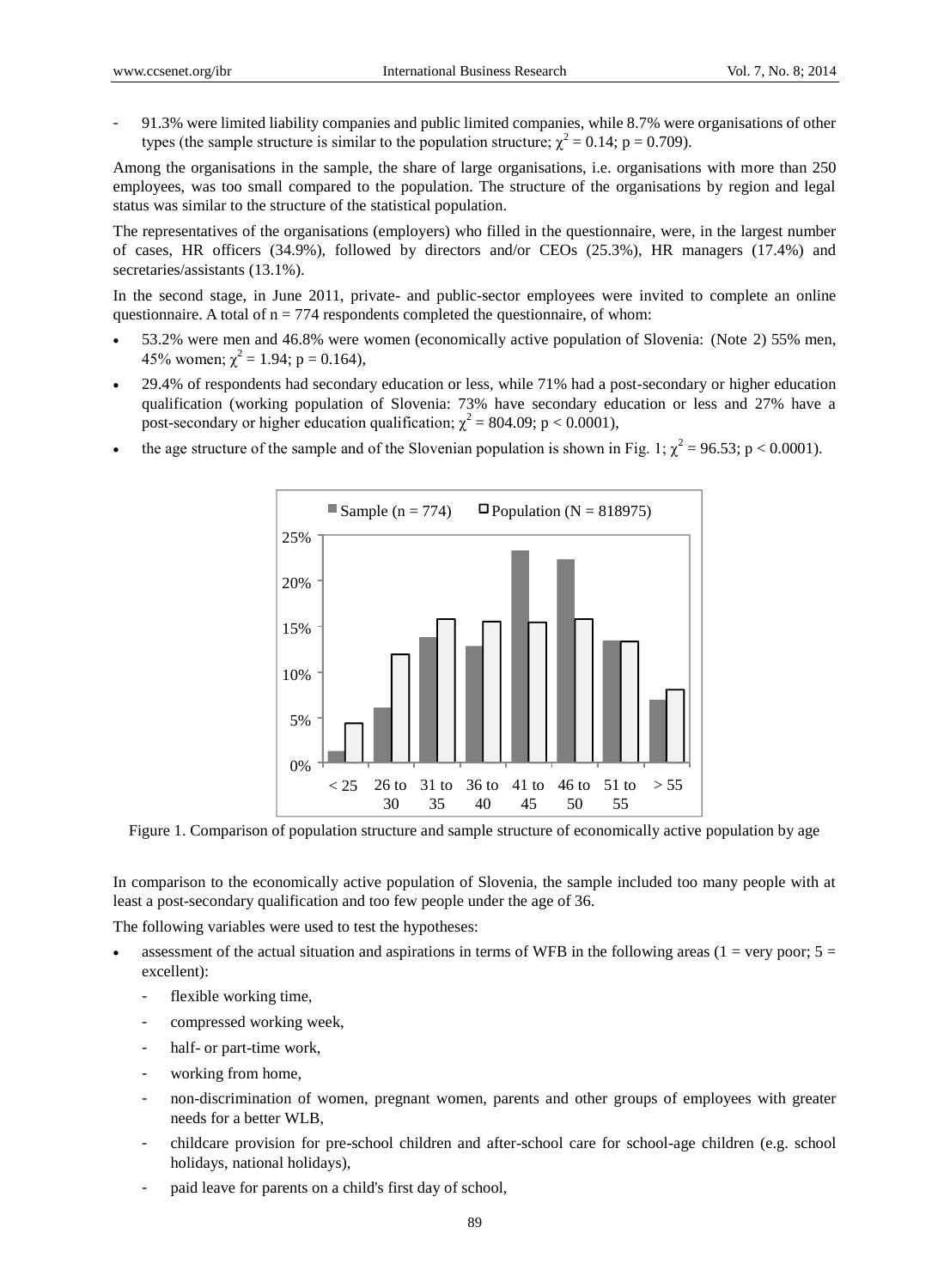- 91.3% were limited liability companies and public limited companies, while 8.7% were organisations of other types (the sample structure is similar to the population structure; $\chi^2 = 0.14$; $p = 0.709$).

Among the organisations in the sample, the share of large organisations, i.e. organisations with more than 250 employees, was too small compared to the population. The structure of the organisations by region and legal status was similar to the structure of the statistical population.

The representatives of the organisations (employers) who filled in the questionnaire, were, in the largest number of cases, HR officers (34.9%), followed by directors and/or CEOs (25.3%), HR managers (17.4%) and secretaries/assistants (13.1%).

In the second stage, in June 2011, private- and public-sector employees were invited to complete an online questionnaire. A total of $n = 774$ respondents completed the questionnaire, of whom:

- 53.2% were men and 46.8% were women (economically active population of Slovenia: (Note 2) 55% men, 45% women; $\chi^2 = 1.94$; $p = 0.164$),
- 29.4% of respondents had secondary education or less, while 71% had a post-secondary or higher education qualification (working population of Slovenia: 73% have secondary education or less and 27% have a post-secondary or higher education qualification; $\chi^2 = 804.09$; $p < 0.0001$),
- the age structure of the sample and of the Slovenian population is shown in Fig. 1; $\chi^2 = 96.53$; $p < 0.0001$).

Figure 1. Comparison of population structure and sample structure of economically active population by age

In comparison to the economically active population of Slovenia, the sample included too many people with at least a post-secondary qualification and too few people under the age of 36.

The following variables were used to test the hypotheses:

- assessment of the actual situation and aspirations in terms of WFB in the following areas (1 = very poor; 5 = excellent):
  - flexible working time,
  - compressed working week,
  - half- or part-time work,
  - working from home,
  - non-discrimination of women, pregnant women, parents and other groups of employees with greater needs for a better WLB,
  - childcare provision for pre-school children and after-school care for school-age children (e.g. school holidays, national holidays),
  - paid leave for parents on a child's first day of school,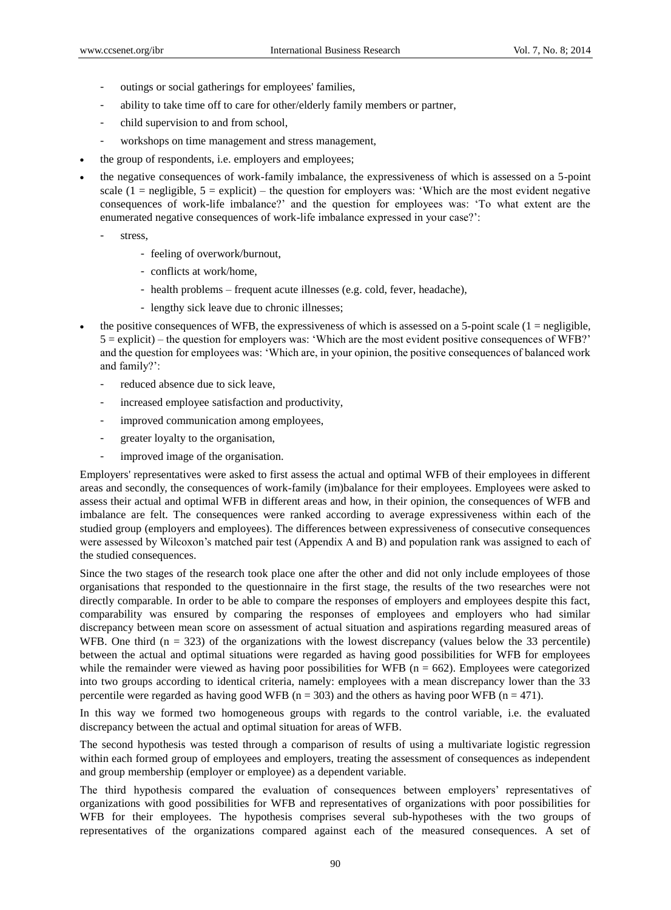- outings or social gatherings for employees' families,
- ability to take time off to care for other/elderly family members or partner,
- child supervision to and from school,
- workshops on time management and stress management,

- the group of respondents, i.e. employers and employees;
- the negative consequences of work-family imbalance, the expressiveness of which is assessed on a 5-point scale (1 = negligible, 5 = explicit) – the question for employers was: 'Which are the most evident negative consequences of work-life imbalance?' and the question for employees was: 'To what extent are the enumerated negative consequences of work-life imbalance expressed in your case?':
  - stress,
    - feeling of overwork/burnout,
    - conflicts at work/home,
    - health problems – frequent acute illnesses (e.g. cold, fever, headache),
    - lengthy sick leave due to chronic illnesses;
- the positive consequences of WFB, the expressiveness of which is assessed on a 5-point scale (1 = negligible, 5 = explicit) – the question for employers was: 'Which are the most evident positive consequences of WFB?' and the question for employees was: 'Which are, in your opinion, the positive consequences of balanced work and family?':
  - reduced absence due to sick leave,
  - increased employee satisfaction and productivity,
  - improved communication among employees,
  - greater loyalty to the organisation,
  - improved image of the organisation.

Employers' representatives were asked to first assess the actual and optimal WFB of their employees in different areas and secondly, the consequences of work-family (im)balance for their employees. Employees were asked to assess their actual and optimal WFB in different areas and how, in their opinion, the consequences of WFB and imbalance are felt. The consequences were ranked according to average expressiveness within each of the studied group (employers and employees). The differences between expressiveness of consecutive consequences were assessed by Wilcoxon's matched pair test (Appendix A and B) and population rank was assigned to each of the studied consequences.

Since the two stages of the research took place one after the other and did not only include employees of those organisations that responded to the questionnaire in the first stage, the results of the two researches were not directly comparable. In order to be able to compare the responses of employers and employees despite this fact, comparability was ensured by comparing the responses of employees and employers who had similar discrepancy between mean score on assessment of actual situation and aspirations regarding measured areas of WFB. One third ($n = 323$) of the organizations with the lowest discrepancy (values below the 33 percentile) between the actual and optimal situations were regarded as having good possibilities for WFB for employees while the remainder were viewed as having poor possibilities for WFB ($n = 662$). Employees were categorized into two groups according to identical criteria, namely: employees with a mean discrepancy lower than the 33 percentile were regarded as having good WFB ($n = 303$) and the others as having poor WFB ($n = 471$).

In this way we formed two homogeneous groups with regards to the control variable, i.e. the evaluated discrepancy between the actual and optimal situation for areas of WFB.

The second hypothesis was tested through a comparison of results of using a multivariate logistic regression within each formed group of employees and employers, treating the assessment of consequences as independent and group membership (employer or employee) as a dependent variable.

The third hypothesis compared the evaluation of consequences between employers' representatives of organizations with good possibilities for WFB and representatives of organizations with poor possibilities for WFB for their employees. The hypothesis comprises several sub-hypotheses with the two groups of representatives of the organizations compared against each of the measured consequences. A set of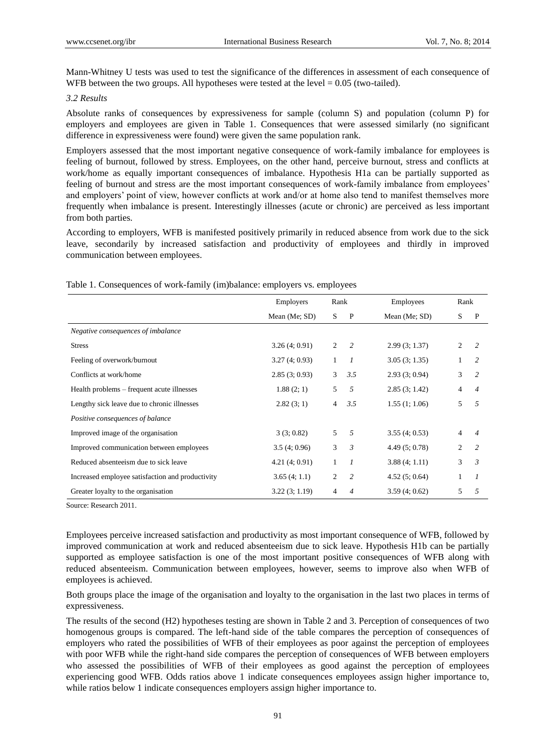Mann-Whitney U tests was used to test the significance of the differences in assessment of each consequence of WFB between the two groups. All hypotheses were tested at the level = 0.05 (two-tailed).

*3.2 Results*

Absolute ranks of consequences by expressiveness for sample (column S) and population (column P) for employers and employees are given in Table 1. Consequences that were assessed similarly (no significant difference in expressiveness were found) were given the same population rank.

Employers assessed that the most important negative consequence of work-family imbalance for employees is feeling of burnout, followed by stress. Employees, on the other hand, perceive burnout, stress and conflicts at work/home as equally important consequences of imbalance. Hypothesis H1a can be partially supported as feeling of burnout and stress are the most important consequences of work-family imbalance from employees' and employers' point of view, however conflicts at work and/or at home also tend to manifest themselves more frequently when imbalance is present. Interestingly illnesses (acute or chronic) are perceived as less important from both parties.

According to employers, WFB is manifested positively primarily in reduced absence from work due to the sick leave, secondarily by increased satisfaction and productivity of employees and thirdly in improved communication between employees.

Table 1. Consequences of work-family (im)balance: employers vs. employees

| | Employers | Rank | | Employees | Rank | |
|---|---|---|---|---|---|---|
| | Mean (Me; SD) | S | P | Mean (Me; SD) | S | P |
| *Negative consequences of imbalance* | | | | | | |
| Stress | 3.26 (4; 0.91) | 2 | *2* | 2.99 (3; 1.37) | 2 | *2* |
| Feeling of overwork/burnout | 3.27 (4; 0.93) | 1 | *1* | 3.05 (3; 1.35) | 1 | *2* |
| Conflicts at work/home | 2.85 (3; 0.93) | 3 | *3.5* | 2.93 (3; 0.94) | 3 | *2* |
| Health problems – frequent acute illnesses | 1.88 (2; 1) | 5 | *5* | 2.85 (3; 1.42) | 4 | *4* |
| Lengthy sick leave due to chronic illnesses | 2.82 (3; 1) | 4 | *3.5* | 1.55 (1; 1.06) | 5 | *5* |
| *Positive consequences of balance* | | | | | | |
| Improved image of the organisation | 3 (3; 0.82) | 5 | *5* | 3.55 (4; 0.53) | 4 | *4* |
| Improved communication between employees | 3.5 (4; 0.96) | 3 | *3* | 4.49 (5; 0.78) | 2 | *2* |
| Reduced absenteeism due to sick leave | 4.21 (4; 0.91) | 1 | *1* | 3.88 (4; 1.11) | 3 | *3* |
| Increased employee satisfaction and productivity | 3.65 (4; 1.1) | 2 | *2* | 4.52 (5; 0.64) | 1 | *1* |
| Greater loyalty to the organisation | 3.22 (3; 1.19) | 4 | *4* | 3.59 (4; 0.62) | 5 | *5* |

Source: Research 2011.

Employees perceive increased satisfaction and productivity as most important consequence of WFB, followed by improved communication at work and reduced absenteeism due to sick leave. Hypothesis H1b can be partially supported as employee satisfaction is one of the most important positive consequences of WFB along with reduced absenteeism. Communication between employees, however, seems to improve also when WFB of employees is achieved.

Both groups place the image of the organisation and loyalty to the organisation in the last two places in terms of expressiveness.

The results of the second (H2) hypotheses testing are shown in Table 2 and 3. Perception of consequences of two homogenous groups is compared. The left-hand side of the table compares the perception of consequences of employers who rated the possibilities of WFB of their employees as poor against the perception of employees with poor WFB while the right-hand side compares the perception of consequences of WFB between employers who assessed the possibilities of WFB of their employees as good against the perception of employees experiencing good WFB. Odds ratios above 1 indicate consequences employees assign higher importance to, while ratios below 1 indicate consequences employers assign higher importance to.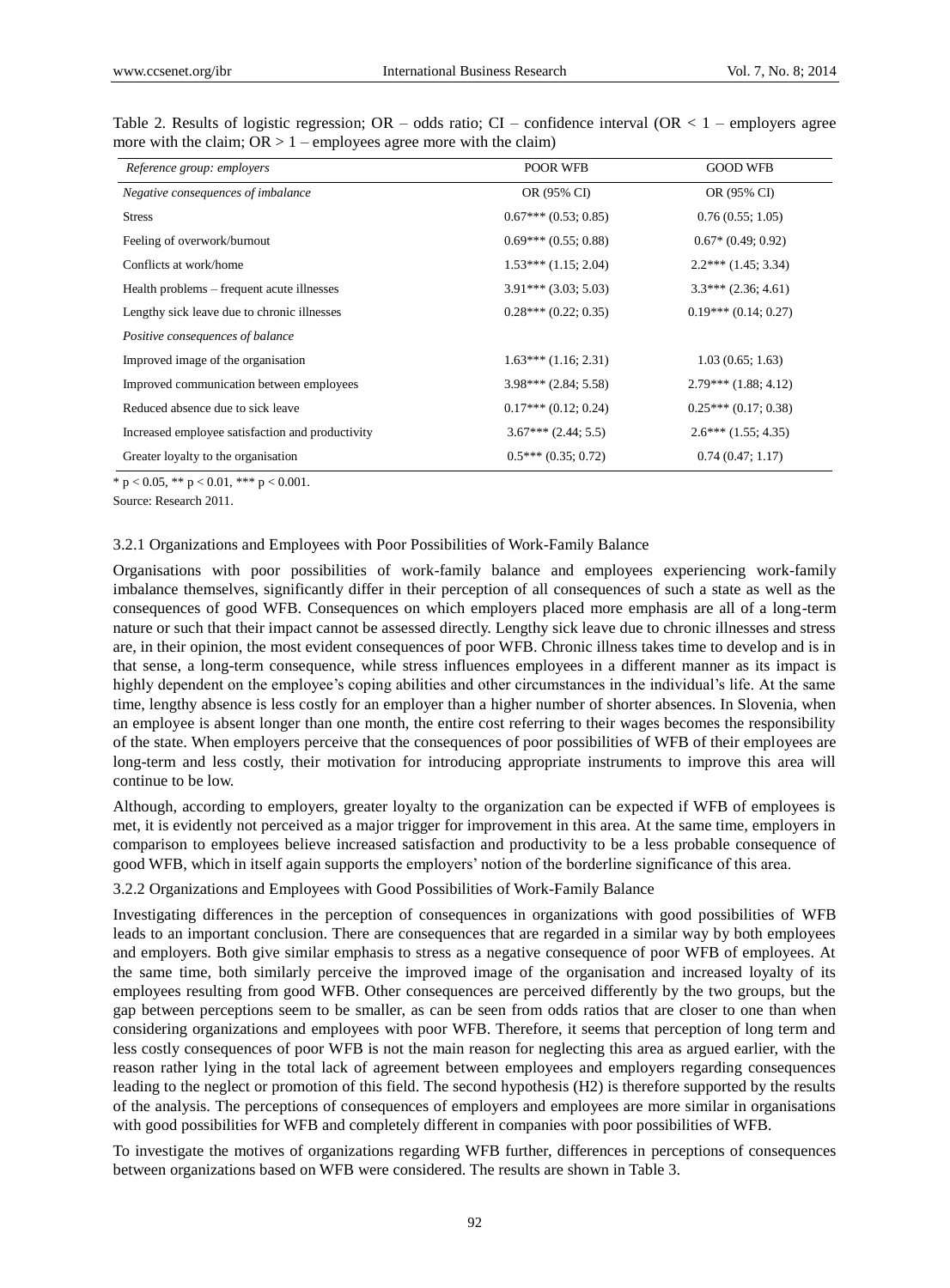Table 2. Results of logistic regression; OR – odds ratio; CI – confidence interval (OR < 1 – employers agree more with the claim; OR > 1 – employees agree more with the claim)

| *Reference group: employers* | POOR WFB | GOOD WFB |
|---|---|---|
| *Negative consequences of imbalance* | OR (95% CI) | OR (95% CI) |
| Stress | 0.67*** (0.53; 0.85) | 0.76 (0.55; 1.05) |
| Feeling of overwork/burnout | 0.69*** (0.55; 0.88) | 0.67* (0.49; 0.92) |
| Conflicts at work/home | 1.53*** (1.15; 2.04) | 2.2*** (1.45; 3.34) |
| Health problems – frequent acute illnesses | 3.91*** (3.03; 5.03) | 3.3*** (2.36; 4.61) |
| Lengthy sick leave due to chronic illnesses | 0.28*** (0.22; 0.35) | 0.19*** (0.14; 0.27) |
| *Positive consequences of balance* | | |
| Improved image of the organisation | 1.63*** (1.16; 2.31) | 1.03 (0.65; 1.63) |
| Improved communication between employees | 3.98*** (2.84; 5.58) | 2.79*** (1.88; 4.12) |
| Reduced absence due to sick leave | 0.17*** (0.12; 0.24) | 0.25*** (0.17; 0.38) |
| Increased employee satisfaction and productivity | 3.67*** (2.44; 5.5) | 2.6*** (1.55; 4.35) |
| Greater loyalty to the organisation | 0.5*** (0.35; 0.72) | 0.74 (0.47; 1.17) |

* $p < 0.05$, ** $p < 0.01$, *** $p < 0.001$.

Source: Research 2011.

#### 3.2.1 Organizations and Employees with Poor Possibilities of Work-Family Balance

Organisations with poor possibilities of work-family balance and employees experiencing work-family imbalance themselves, significantly differ in their perception of all consequences of such a state as well as the consequences of good WFB. Consequences on which employers placed more emphasis are all of a long-term nature or such that their impact cannot be assessed directly. Lengthy sick leave due to chronic illnesses and stress are, in their opinion, the most evident consequences of poor WFB. Chronic illness takes time to develop and is in that sense, a long-term consequence, while stress influences employees in a different manner as its impact is highly dependent on the employee's coping abilities and other circumstances in the individual's life. At the same time, lengthy absence is less costly for an employer than a higher number of shorter absences. In Slovenia, when an employee is absent longer than one month, the entire cost referring to their wages becomes the responsibility of the state. When employers perceive that the consequences of poor possibilities of WFB of their employees are long-term and less costly, their motivation for introducing appropriate instruments to improve this area will continue to be low.

Although, according to employers, greater loyalty to the organization can be expected if WFB of employees is met, it is evidently not perceived as a major trigger for improvement in this area. At the same time, employers in comparison to employees believe increased satisfaction and productivity to be a less probable consequence of good WFB, which in itself again supports the employers' notion of the borderline significance of this area.

#### 3.2.2 Organizations and Employees with Good Possibilities of Work-Family Balance

Investigating differences in the perception of consequences in organizations with good possibilities of WFB leads to an important conclusion. There are consequences that are regarded in a similar way by both employees and employers. Both give similar emphasis to stress as a negative consequence of poor WFB of employees. At the same time, both similarly perceive the improved image of the organisation and increased loyalty of its employees resulting from good WFB. Other consequences are perceived differently by the two groups, but the gap between perceptions seem to be smaller, as can be seen from odds ratios that are closer to one than when considering organizations and employees with poor WFB. Therefore, it seems that perception of long term and less costly consequences of poor WFB is not the main reason for neglecting this area as argued earlier, with the reason rather lying in the total lack of agreement between employees and employers regarding consequences leading to the neglect or promotion of this field. The second hypothesis (H2) is therefore supported by the results of the analysis. The perceptions of consequences of employers and employees are more similar in organisations with good possibilities for WFB and completely different in companies with poor possibilities of WFB.

To investigate the motives of organizations regarding WFB further, differences in perceptions of consequences between organizations based on WFB were considered. The results are shown in Table 3.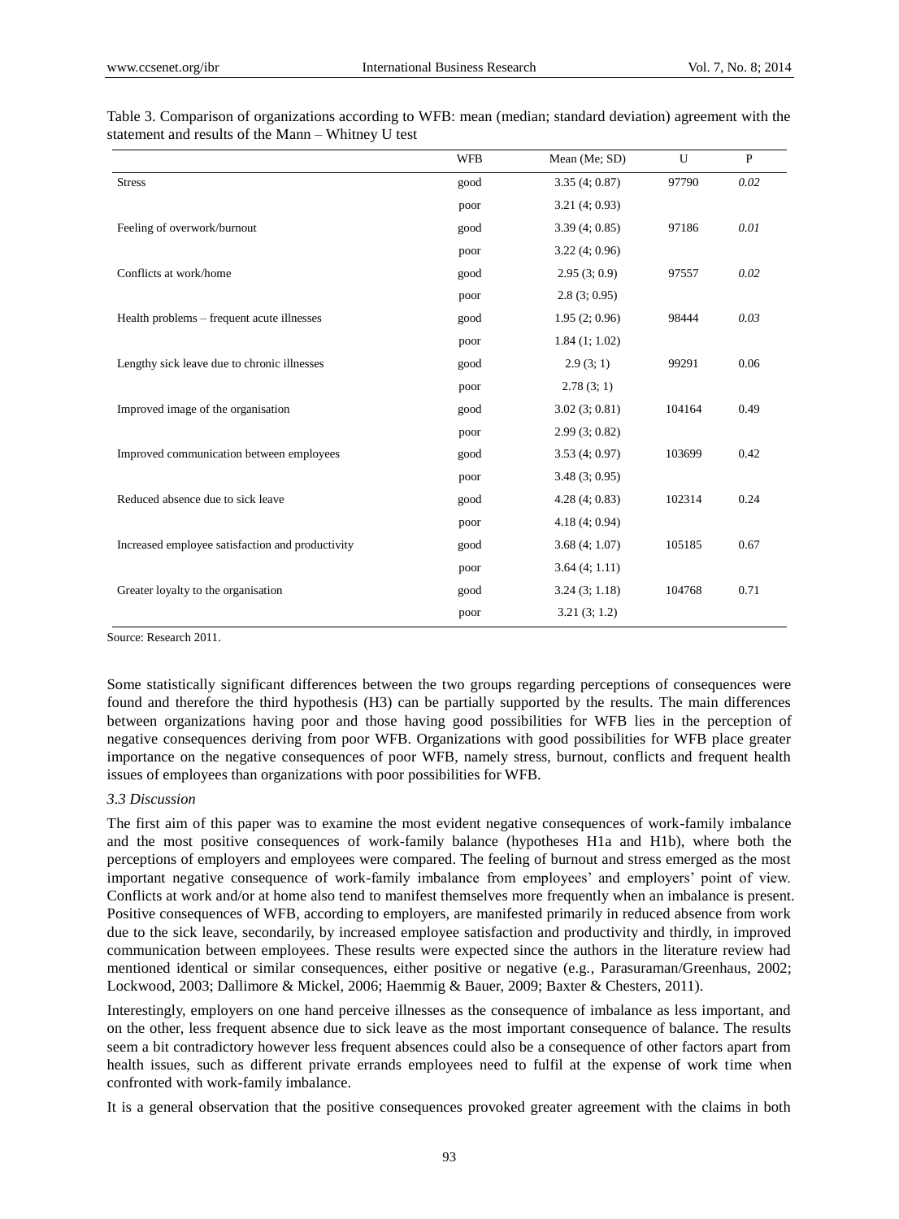Table 3. Comparison of organizations according to WFB: mean (median; standard deviation) agreement with the statement and results of the Mann – Whitney U test

| | WFB | Mean (Me; SD) | U | P |
|---|---|---|---|---|
| Stress | good | 3.35 (4; 0.87) | 97790 | *0.02* |
| | poor | 3.21 (4; 0.93) | | |
| Feeling of overwork/burnout | good | 3.39 (4; 0.85) | 97186 | *0.01* |
| | poor | 3.22 (4; 0.96) | | |
| Conflicts at work/home | good | 2.95 (3; 0.9) | 97557 | *0.02* |
| | poor | 2.8 (3; 0.95) | | |
| Health problems – frequent acute illnesses | good | 1.95 (2; 0.96) | 98444 | *0.03* |
| | poor | 1.84 (1; 1.02) | | |
| Lengthy sick leave due to chronic illnesses | good | 2.9 (3; 1) | 99291 | 0.06 |
| | poor | 2.78 (3; 1) | | |
| Improved image of the organisation | good | 3.02 (3; 0.81) | 104164 | 0.49 |
| | poor | 2.99 (3; 0.82) | | |
| Improved communication between employees | good | 3.53 (4; 0.97) | 103699 | 0.42 |
| | poor | 3.48 (3; 0.95) | | |
| Reduced absence due to sick leave | good | 4.28 (4; 0.83) | 102314 | 0.24 |
| | poor | 4.18 (4; 0.94) | | |
| Increased employee satisfaction and productivity | good | 3.68 (4; 1.07) | 105185 | 0.67 |
| | poor | 3.64 (4; 1.11) | | |
| Greater loyalty to the organisation | good | 3.24 (3; 1.18) | 104768 | 0.71 |
| | poor | 3.21 (3; 1.2) | | |

Source: Research 2011.

Some statistically significant differences between the two groups regarding perceptions of consequences were found and therefore the third hypothesis (H3) can be partially supported by the results. The main differences between organizations having poor and those having good possibilities for WFB lies in the perception of negative consequences deriving from poor WFB. Organizations with good possibilities for WFB place greater importance on the negative consequences of poor WFB, namely stress, burnout, conflicts and frequent health issues of employees than organizations with poor possibilities for WFB.

### *3.3 Discussion*

The first aim of this paper was to examine the most evident negative consequences of work-family imbalance and the most positive consequences of work-family balance (hypotheses H1a and H1b), where both the perceptions of employers and employees were compared. The feeling of burnout and stress emerged as the most important negative consequence of work-family imbalance from employees' and employers' point of view. Conflicts at work and/or at home also tend to manifest themselves more frequently when an imbalance is present. Positive consequences of WFB, according to employers, are manifested primarily in reduced absence from work due to the sick leave, secondarily, by increased employee satisfaction and productivity and thirdly, in improved communication between employees. These results were expected since the authors in the literature review had mentioned identical or similar consequences, either positive or negative (e.g., Parasuraman/Greenhaus, 2002; Lockwood, 2003; Dallimore & Mickel, 2006; Haemmig & Bauer, 2009; Baxter & Chesters, 2011).

Interestingly, employers on one hand perceive illnesses as the consequence of imbalance as less important, and on the other, less frequent absence due to sick leave as the most important consequence of balance. The results seem a bit contradictory however less frequent absences could also be a consequence of other factors apart from health issues, such as different private errands employees need to fulfil at the expense of work time when confronted with work-family imbalance.

It is a general observation that the positive consequences provoked greater agreement with the claims in both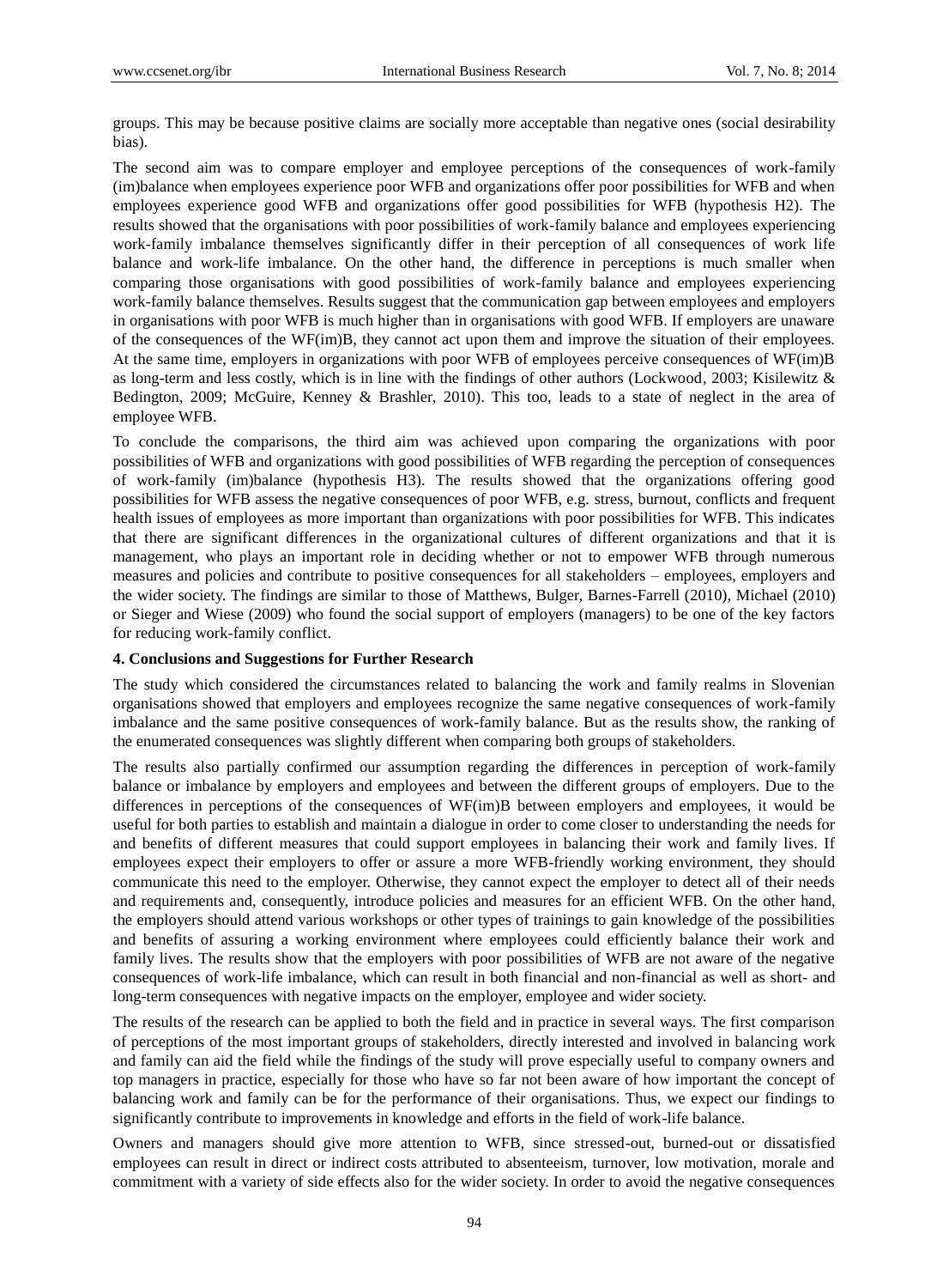groups. This may be because positive claims are socially more acceptable than negative ones (social desirability bias).

The second aim was to compare employer and employee perceptions of the consequences of work-family (im)balance when employees experience poor WFB and organizations offer poor possibilities for WFB and when employees experience good WFB and organizations offer good possibilities for WFB (hypothesis H2). The results showed that the organisations with poor possibilities of work-family balance and employees experiencing work-family imbalance themselves significantly differ in their perception of all consequences of work life balance and work-life imbalance. On the other hand, the difference in perceptions is much smaller when comparing those organisations with good possibilities of work-family balance and employees experiencing work-family balance themselves. Results suggest that the communication gap between employees and employers in organisations with poor WFB is much higher than in organisations with good WFB. If employers are unaware of the consequences of the WF(im)B, they cannot act upon them and improve the situation of their employees. At the same time, employers in organizations with poor WFB of employees perceive consequences of WF(im)B as long-term and less costly, which is in line with the findings of other authors (Lockwood, 2003; Kisilewitz & Bedington, 2009; McGuire, Kenney & Brashler, 2010). This too, leads to a state of neglect in the area of employee WFB.

To conclude the comparisons, the third aim was achieved upon comparing the organizations with poor possibilities of WFB and organizations with good possibilities of WFB regarding the perception of consequences of work-family (im)balance (hypothesis H3). The results showed that the organizations offering good possibilities for WFB assess the negative consequences of poor WFB, e.g. stress, burnout, conflicts and frequent health issues of employees as more important than organizations with poor possibilities for WFB. This indicates that there are significant differences in the organizational cultures of different organizations and that it is management, who plays an important role in deciding whether or not to empower WFB through numerous measures and policies and contribute to positive consequences for all stakeholders – employees, employers and the wider society. The findings are similar to those of Matthews, Bulger, Barnes-Farrell (2010), Michael (2010) or Sieger and Wiese (2009) who found the social support of employers (managers) to be one of the key factors for reducing work-family conflict.

## 4. Conclusions and Suggestions for Further Research

The study which considered the circumstances related to balancing the work and family realms in Slovenian organisations showed that employers and employees recognize the same negative consequences of work-family imbalance and the same positive consequences of work-family balance. But as the results show, the ranking of the enumerated consequences was slightly different when comparing both groups of stakeholders.

The results also partially confirmed our assumption regarding the differences in perception of work-family balance or imbalance by employers and employees and between the different groups of employers. Due to the differences in perceptions of the consequences of WF(im)B between employers and employees, it would be useful for both parties to establish and maintain a dialogue in order to come closer to understanding the needs for and benefits of different measures that could support employees in balancing their work and family lives. If employees expect their employers to offer or assure a more WFB-friendly working environment, they should communicate this need to the employer. Otherwise, they cannot expect the employer to detect all of their needs and requirements and, consequently, introduce policies and measures for an efficient WFB. On the other hand, the employers should attend various workshops or other types of trainings to gain knowledge of the possibilities and benefits of assuring a working environment where employees could efficiently balance their work and family lives. The results show that the employers with poor possibilities of WFB are not aware of the negative consequences of work-life imbalance, which can result in both financial and non-financial as well as short- and long-term consequences with negative impacts on the employer, employee and wider society.

The results of the research can be applied to both the field and in practice in several ways. The first comparison of perceptions of the most important groups of stakeholders, directly interested and involved in balancing work and family can aid the field while the findings of the study will prove especially useful to company owners and top managers in practice, especially for those who have so far not been aware of how important the concept of balancing work and family can be for the performance of their organisations. Thus, we expect our findings to significantly contribute to improvements in knowledge and efforts in the field of work-life balance.

Owners and managers should give more attention to WFB, since stressed-out, burned-out or dissatisfied employees can result in direct or indirect costs attributed to absenteeism, turnover, low motivation, morale and commitment with a variety of side effects also for the wider society. In order to avoid the negative consequences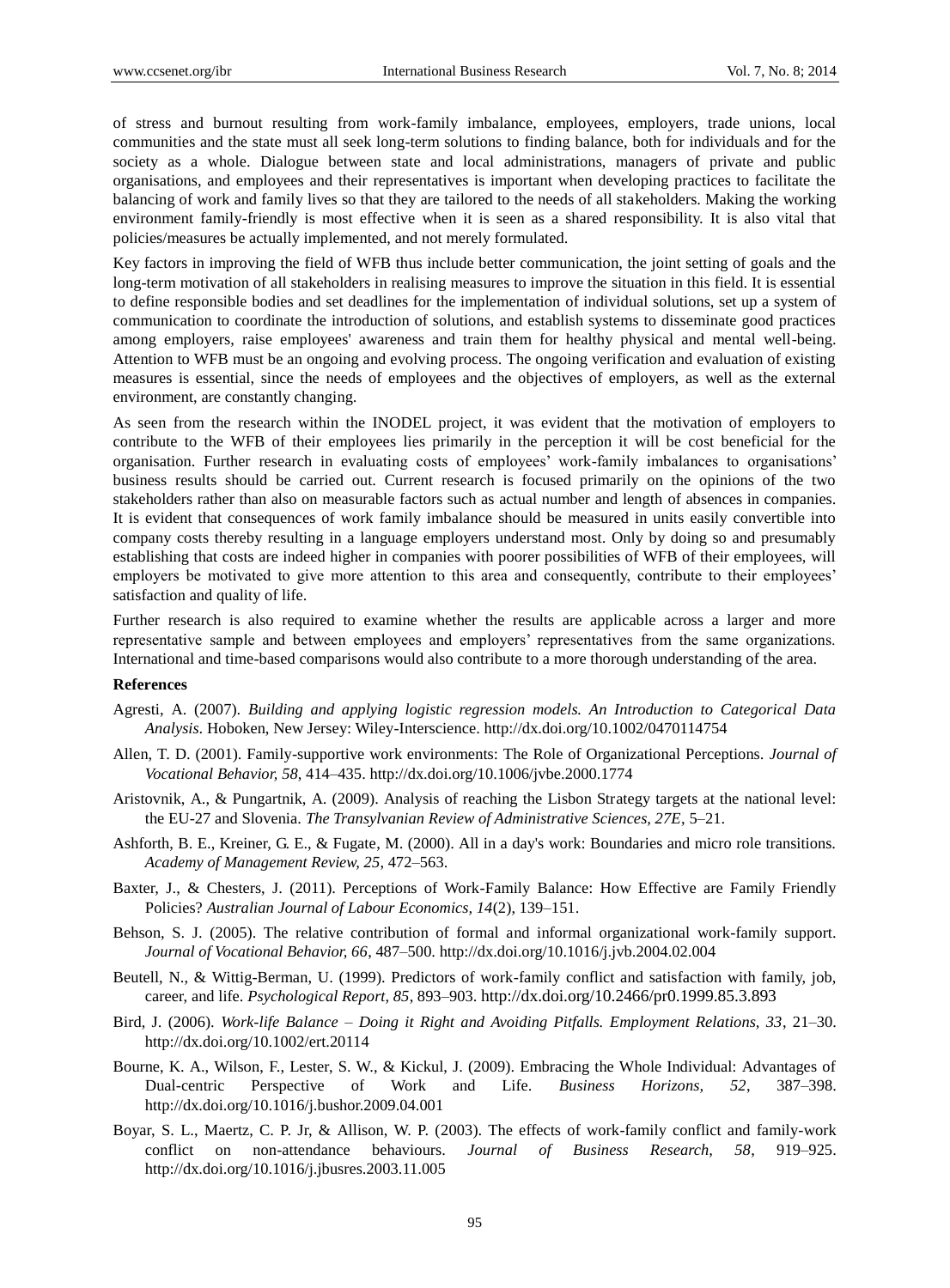of stress and burnout resulting from work-family imbalance, employees, employers, trade unions, local communities and the state must all seek long-term solutions to finding balance, both for individuals and for the society as a whole. Dialogue between state and local administrations, managers of private and public organisations, and employees and their representatives is important when developing practices to facilitate the balancing of work and family lives so that they are tailored to the needs of all stakeholders. Making the working environment family-friendly is most effective when it is seen as a shared responsibility. It is also vital that policies/measures be actually implemented, and not merely formulated.

Key factors in improving the field of WFB thus include better communication, the joint setting of goals and the long-term motivation of all stakeholders in realising measures to improve the situation in this field. It is essential to define responsible bodies and set deadlines for the implementation of individual solutions, set up a system of communication to coordinate the introduction of solutions, and establish systems to disseminate good practices among employers, raise employees' awareness and train them for healthy physical and mental well-being. Attention to WFB must be an ongoing and evolving process. The ongoing verification and evaluation of existing measures is essential, since the needs of employees and the objectives of employers, as well as the external environment, are constantly changing.

As seen from the research within the INODEL project, it was evident that the motivation of employers to contribute to the WFB of their employees lies primarily in the perception it will be cost beneficial for the organisation. Further research in evaluating costs of employees' work-family imbalances to organisations' business results should be carried out. Current research is focused primarily on the opinions of the two stakeholders rather than also on measurable factors such as actual number and length of absences in companies. It is evident that consequences of work family imbalance should be measured in units easily convertible into company costs thereby resulting in a language employers understand most. Only by doing so and presumably establishing that costs are indeed higher in companies with poorer possibilities of WFB of their employees, will employers be motivated to give more attention to this area and consequently, contribute to their employees' satisfaction and quality of life.

Further research is also required to examine whether the results are applicable across a larger and more representative sample and between employees and employers' representatives from the same organizations. International and time-based comparisons would also contribute to a more thorough understanding of the area.

**References**

Agresti, A. (2007). *Building and applying logistic regression models. An Introduction to Categorical Data Analysis*. Hoboken, New Jersey: Wiley-Interscience. http://dx.doi.org/10.1002/0470114754

Allen, T. D. (2001). Family-supportive work environments: The Role of Organizational Perceptions. *Journal of Vocational Behavior, 58*, 414–435. http://dx.doi.org/10.1006/jvbe.2000.1774

Aristovnik, A., & Pungartnik, A. (2009). Analysis of reaching the Lisbon Strategy targets at the national level: the EU-27 and Slovenia. *The Transylvanian Review of Administrative Sciences, 27E*, 5–21.

Ashforth, B. E., Kreiner, G. E., & Fugate, M. (2000). All in a day's work: Boundaries and micro role transitions. *Academy of Management Review, 25*, 472–563.

Baxter, J., & Chesters, J. (2011). Perceptions of Work-Family Balance: How Effective are Family Friendly Policies? *Australian Journal of Labour Economics, 14*(2), 139–151.

Behson, S. J. (2005). The relative contribution of formal and informal organizational work-family support. *Journal of Vocational Behavior, 66*, 487–500. http://dx.doi.org/10.1016/j.jvb.2004.02.004

Beutell, N., & Wittig-Berman, U. (1999). Predictors of work-family conflict and satisfaction with family, job, career, and life. *Psychological Report, 85*, 893–903. http://dx.doi.org/10.2466/pr0.1999.85.3.893

Bird, J. (2006). *Work-life Balance – Doing it Right and Avoiding Pitfalls. Employment Relations, 33*, 21–30. http://dx.doi.org/10.1002/ert.20114

Bourne, K. A., Wilson, F., Lester, S. W., & Kickul, J. (2009). Embracing the Whole Individual: Advantages of Dual-centric Perspective of Work and Life. *Business Horizons, 52*, 387–398. http://dx.doi.org/10.1016/j.bushor.2009.04.001

Boyar, S. L., Maertz, C. P. Jr, & Allison, W. P. (2003). The effects of work-family conflict and family-work conflict on non-attendance behaviours. *Journal of Business Research, 58*, 919–925. http://dx.doi.org/10.1016/j.jbusres.2003.11.005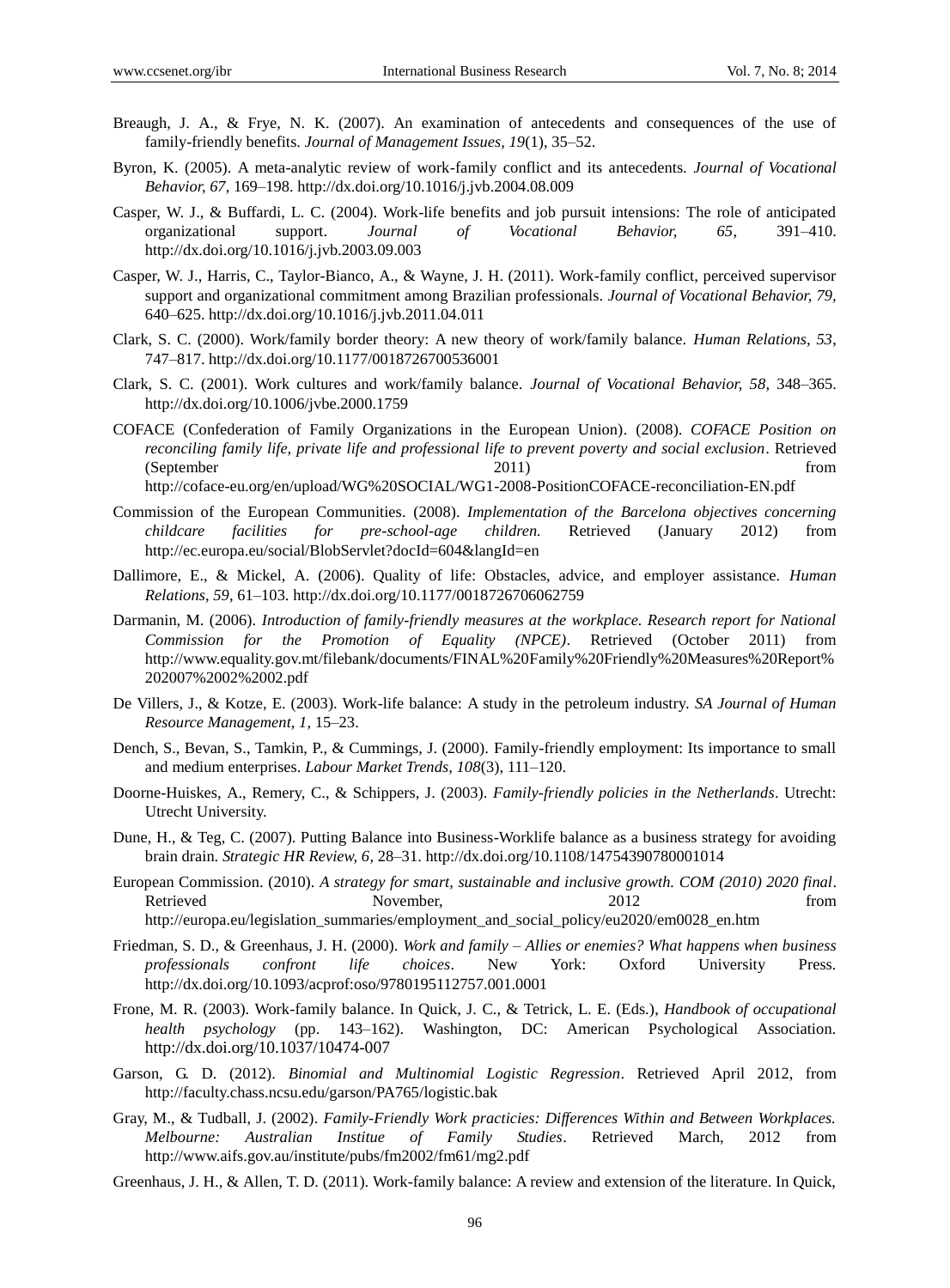Breaugh, J. A., & Frye, N. K. (2007). An examination of antecedents and consequences of the use of family-friendly benefits. *Journal of Management Issues, 19*(1), 35–52.

Byron, K. (2005). A meta-analytic review of work-family conflict and its antecedents. *Journal of Vocational Behavior, 67*, 169–198. http://dx.doi.org/10.1016/j.jvb.2004.08.009

Casper, W. J., & Buffardi, L. C. (2004). Work-life benefits and job pursuit intensions: The role of anticipated organizational support. *Journal of Vocational Behavior, 65*, 391–410. http://dx.doi.org/10.1016/j.jvb.2003.09.003

Casper, W. J., Harris, C., Taylor-Bianco, A., & Wayne, J. H. (2011). Work-family conflict, perceived supervisor support and organizational commitment among Brazilian professionals. *Journal of Vocational Behavior, 79*, 640–625. http://dx.doi.org/10.1016/j.jvb.2011.04.011

Clark, S. C. (2000). Work/family border theory: A new theory of work/family balance. *Human Relations, 53*, 747–817. http://dx.doi.org/10.1177/0018726700536001

Clark, S. C. (2001). Work cultures and work/family balance. *Journal of Vocational Behavior, 58*, 348–365. http://dx.doi.org/10.1006/jvbe.2000.1759

COFACE (Confederation of Family Organizations in the European Union). (2008). *COFACE Position on reconciling family life, private life and professional life to prevent poverty and social exclusion*. Retrieved (September 2011) from http://coface-eu.org/en/upload/WG%20SOCIAL/WG1-2008-PositionCOFACE-reconciliation-EN.pdf

Commission of the European Communities. (2008). *Implementation of the Barcelona objectives concerning childcare facilities for pre-school-age children.* Retrieved (January 2012) from http://ec.europa.eu/social/BlobServlet?docId=604&langId=en

Dallimore, E., & Mickel, A. (2006). Quality of life: Obstacles, advice, and employer assistance. *Human Relations, 59*, 61–103. http://dx.doi.org/10.1177/0018726706062759

Darmanin, M. (2006). *Introduction of family-friendly measures at the workplace. Research report for National Commission for the Promotion of Equality (NPCE)*. Retrieved (October 2011) from http://www.equality.gov.mt/filebank/documents/FINAL%20Family%20Friendly%20Measures%20Report%202007%2002%2002.pdf

De Villers, J., & Kotze, E. (2003). Work-life balance: A study in the petroleum industry. *SA Journal of Human Resource Management, 1*, 15–23.

Dench, S., Bevan, S., Tamkin, P., & Cummings, J. (2000). Family-friendly employment: Its importance to small and medium enterprises. *Labour Market Trends, 108*(3), 111–120.

Doorne-Huiskes, A., Remery, C., & Schippers, J. (2003). *Family-friendly policies in the Netherlands*. Utrecht: Utrecht University.

Dune, H., & Teg, C. (2007). Putting Balance into Business-Worklife balance as a business strategy for avoiding brain drain. *Strategic HR Review, 6*, 28–31. http://dx.doi.org/10.1108/14754390780001014

European Commission. (2010). *A strategy for smart, sustainable and inclusive growth. COM (2010) 2020 final*. Retrieved November, 2012 from http://europa.eu/legislation_summaries/employment_and_social_policy/eu2020/em0028_en.htm

Friedman, S. D., & Greenhaus, J. H. (2000). *Work and family – Allies or enemies? What happens when business professionals confront life choices*. New York: Oxford University Press. http://dx.doi.org/10.1093/acprof:oso/9780195112757.001.0001

Frone, M. R. (2003). Work-family balance. In Quick, J. C., & Tetrick, L. E. (Eds.), *Handbook of occupational health psychology* (pp. 143–162). Washington, DC: American Psychological Association. http://dx.doi.org/10.1037/10474-007

Garson, G. D. (2012). *Binomial and Multinomial Logistic Regression*. Retrieved April 2012, from http://faculty.chass.ncsu.edu/garson/PA765/logistic.bak

Gray, M., & Tudball, J. (2002). *Family-Friendly Work practicies: Differences Within and Between Workplaces. Melbourne: Australian Institue of Family Studies*. Retrieved March, 2012 from http://www.aifs.gov.au/institute/pubs/fm2002/fm61/mg2.pdf

Greenhaus, J. H., & Allen, T. D. (2011). Work-family balance: A review and extension of the literature. In Quick,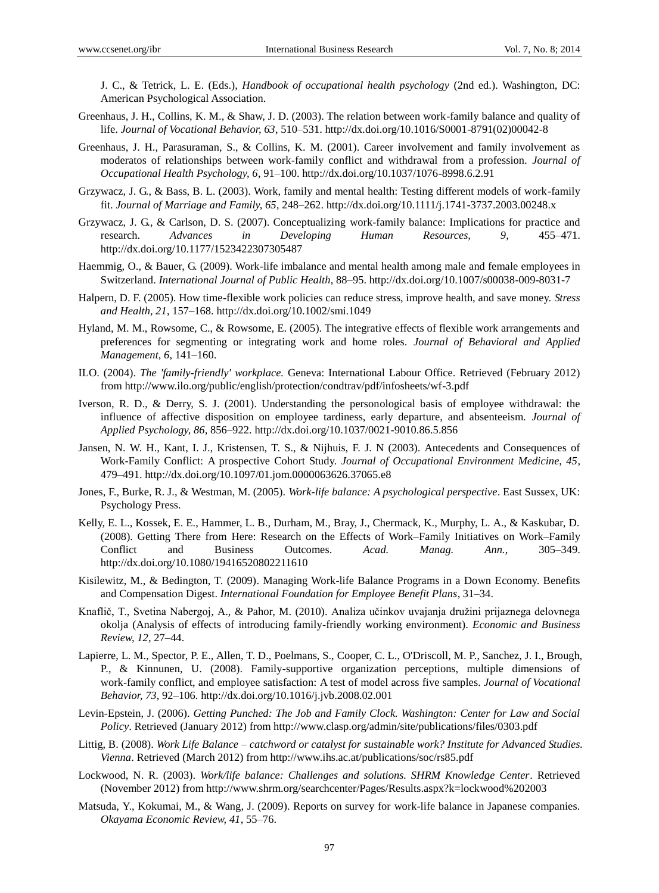J. C., & Tetrick, L. E. (Eds.), *Handbook of occupational health psychology* (2nd ed.). Washington, DC: American Psychological Association.

Greenhaus, J. H., Collins, K. M., & Shaw, J. D. (2003). The relation between work-family balance and quality of life. *Journal of Vocational Behavior, 63*, 510–531. http://dx.doi.org/10.1016/S0001-8791(02)00042-8

Greenhaus, J. H., Parasuraman, S., & Collins, K. M. (2001). Career involvement and family involvement as moderatos of relationships between work-family conflict and withdrawal from a profession. *Journal of Occupational Health Psychology, 6*, 91–100. http://dx.doi.org/10.1037/1076-8998.6.2.91

Grzywacz, J. G., & Bass, B. L. (2003). Work, family and mental health: Testing different models of work-family fit. *Journal of Marriage and Family, 65*, 248–262. http://dx.doi.org/10.1111/j.1741-3737.2003.00248.x

Grzywacz, J. G., & Carlson, D. S. (2007). Conceptualizing work-family balance: Implications for practice and research. *Advances in Developing Human Resources, 9*, 455–471. http://dx.doi.org/10.1177/1523422307305487

Haemmig, O., & Bauer, G. (2009). Work-life imbalance and mental health among male and female employees in Switzerland. *International Journal of Public Health*, 88–95. http://dx.doi.org/10.1007/s00038-009-8031-7

Halpern, D. F. (2005). How time-flexible work policies can reduce stress, improve health, and save money. *Stress and Health, 21*, 157–168. http://dx.doi.org/10.1002/smi.1049

Hyland, M. M., Rowsome, C., & Rowsome, E. (2005). The integrative effects of flexible work arrangements and preferences for segmenting or integrating work and home roles. *Journal of Behavioral and Applied Management, 6*, 141–160.

ILO. (2004). *The 'family-friendly' workplace.* Geneva: International Labour Office. Retrieved (February 2012) from http://www.ilo.org/public/english/protection/condtrav/pdf/infosheets/wf-3.pdf

Iverson, R. D., & Derry, S. J. (2001). Understanding the personological basis of employee withdrawal: the influence of affective disposition on employee tardiness, early departure, and absenteeism. *Journal of Applied Psychology, 86*, 856–922. http://dx.doi.org/10.1037/0021-9010.86.5.856

Jansen, N. W. H., Kant, I. J., Kristensen, T. S., & Nijhuis, F. J. N (2003). Antecedents and Consequences of Work-Family Conflict: A prospective Cohort Study. *Journal of Occupational Environment Medicine, 45*, 479–491. http://dx.doi.org/10.1097/01.jom.0000063626.37065.e8

Jones, F., Burke, R. J., & Westman, M. (2005). *Work-life balance: A psychological perspective*. East Sussex, UK: Psychology Press.

Kelly, E. L., Kossek, E. E., Hammer, L. B., Durham, M., Bray, J., Chermack, K., Murphy, L. A., & Kaskubar, D. (2008). Getting There from Here: Research on the Effects of Work–Family Initiatives on Work–Family Conflict and Business Outcomes. *Acad. Manag. Ann.*, 305–349. http://dx.doi.org/10.1080/19416520802211610

Kisilewitz, M., & Bedington, T. (2009). Managing Work-life Balance Programs in a Down Economy. Benefits and Compensation Digest. *International Foundation for Employee Benefit Plans*, 31–34.

Knaflič, T., Svetina Nabergoj, A., & Pahor, M. (2010). Analiza učinkov uvajanja družini prijaznega delovnega okolja (Analysis of effects of introducing family-friendly working environment). *Economic and Business Review, 12*, 27–44.

Lapierre, L. M., Spector, P. E., Allen, T. D., Poelmans, S., Cooper, C. L., O'Driscoll, M. P., Sanchez, J. I., Brough, P., & Kinnunen, U. (2008). Family-supportive organization perceptions, multiple dimensions of work-family conflict, and employee satisfaction: A test of model across five samples. *Journal of Vocational Behavior, 73*, 92–106. http://dx.doi.org/10.1016/j.jvb.2008.02.001

Levin-Epstein, J. (2006). *Getting Punched: The Job and Family Clock. Washington: Center for Law and Social Policy*. Retrieved (January 2012) from http://www.clasp.org/admin/site/publications/files/0303.pdf

Littig, B. (2008). *Work Life Balance – catchword or catalyst for sustainable work? Institute for Advanced Studies. Vienna*. Retrieved (March 2012) from http://www.ihs.ac.at/publications/soc/rs85.pdf

Lockwood, N. R. (2003). *Work/life balance: Challenges and solutions. SHRM Knowledge Center*. Retrieved (November 2012) from http://www.shrm.org/searchcenter/Pages/Results.aspx?k=lockwood%202003

Matsuda, Y., Kokumai, M., & Wang, J. (2009). Reports on survey for work-life balance in Japanese companies. *Okayama Economic Review, 41*, 55–76.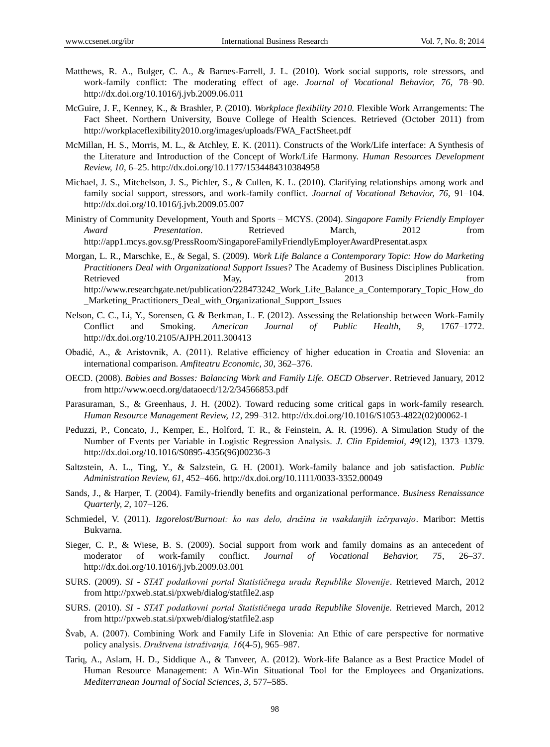Matthews, R. A., Bulger, C. A., & Barnes-Farrell, J. L. (2010). Work social supports, role stressors, and work-family conflict: The moderating effect of age. *Journal of Vocational Behavior, 76*, 78–90. http://dx.doi.org/10.1016/j.jvb.2009.06.011

McGuire, J. F., Kenney, K., & Brashler, P. (2010). *Workplace flexibility 2010.* Flexible Work Arrangements: The Fact Sheet. Northern University, Bouve College of Health Sciences. Retrieved (October 2011) from http://workplaceflexibility2010.org/images/uploads/FWA_FactSheet.pdf

McMillan, H. S., Morris, M. L., & Atchley, E. K. (2011). Constructs of the Work/Life interface: A Synthesis of the Literature and Introduction of the Concept of Work/Life Harmony. *Human Resources Development Review, 10*, 6–25. http://dx.doi.org/10.1177/1534484310384958

Michael, J. S., Mitchelson, J. S., Pichler, S., & Cullen, K. L. (2010). Clarifying relationships among work and family social support, stressors, and work-family conflict. *Journal of Vocational Behavior, 76*, 91–104. http://dx.doi.org/10.1016/j.jvb.2009.05.007

Ministry of Community Development, Youth and Sports – MCYS. (2004). *Singapore Family Friendly Employer Award Presentation*. Retrieved March, 2012 from http://app1.mcys.gov.sg/PressRoom/SingaporeFamilyFriendlyEmployerAwardPresentat.aspx

Morgan, L. R., Marschke, E., & Segal, S. (2009). *Work Life Balance a Contemporary Topic: How do Marketing Practitioners Deal with Organizational Support Issues?* The Academy of Business Disciplines Publication. Retrieved May, 2013 from http://www.researchgate.net/publication/228473242_Work_Life_Balance_a_Contemporary_Topic_How_do_Marketing_Practitioners_Deal_with_Organizational_Support_Issues

Nelson, C. C., Li, Y., Sorensen, G. & Berkman, L. F. (2012). Assessing the Relationship between Work-Family Conflict and Smoking. *American Journal of Public Health, 9*, 1767–1772. http://dx.doi.org/10.2105/AJPH.2011.300413

Obadić, A., & Aristovnik, A. (2011). Relative efficiency of higher education in Croatia and Slovenia: an international comparison. *Amfiteatru Economic, 30*, 362–376.

OECD. (2008). *Babies and Bosses: Balancing Work and Family Life. OECD Observer*. Retrieved January, 2012 from http://www.oecd.org/dataoecd/12/2/34566853.pdf

Parasuraman, S., & Greenhaus, J. H. (2002). Toward reducing some critical gaps in work-family research. *Human Resource Management Review, 12*, 299–312. http://dx.doi.org/10.1016/S1053-4822(02)00062-1

Peduzzi, P., Concato, J., Kemper, E., Holford, T. R., & Feinstein, A. R. (1996). A Simulation Study of the Number of Events per Variable in Logistic Regression Analysis. *J. Clin Epidemiol, 49*(12), 1373–1379. http://dx.doi.org/10.1016/S0895-4356(96)00236-3

Saltzstein, A. L., Ting, Y., & Salzstein, G. H. (2001). Work-family balance and job satisfaction. *Public Administration Review, 61*, 452–466. http://dx.doi.org/10.1111/0033-3352.00049

Sands, J., & Harper, T. (2004). Family-friendly benefits and organizational performance. *Business Renaissance Quarterly, 2*, 107–126.

Schmiedel, V. (2011). *Izgorelost/Burnout: ko nas delo, družina in vsakdanjih izčrpavajo*. Maribor: Mettis Bukvarna.

Sieger, C. P., & Wiese, B. S. (2009). Social support from work and family domains as an antecedent of moderator of work-family conflict. *Journal of Vocational Behavior, 75*, 26–37. http://dx.doi.org/10.1016/j.jvb.2009.03.001

SURS. (2009). *SI - STAT podatkovni portal Statističnega urada Republike Slovenije*. Retrieved March, 2012 from http://pxweb.stat.si/pxweb/dialog/statfile2.asp

SURS. (2010). *SI - STAT podatkovni portal Statističnega urada Republike Slovenije.* Retrieved March, 2012 from http://pxweb.stat.si/pxweb/dialog/statfile2.asp

Švab, A. (2007). Combining Work and Family Life in Slovenia: An Ethic of care perspective for normative policy analysis. *Društvena istraživanja, 16*(4-5), 965–987.

Tariq, A., Aslam, H. D., Siddique A., & Tanveer, A. (2012). Work-life Balance as a Best Practice Model of Human Resource Management: A Win-Win Situational Tool for the Employees and Organizations. *Mediterranean Journal of Social Sciences, 3*, 577–585.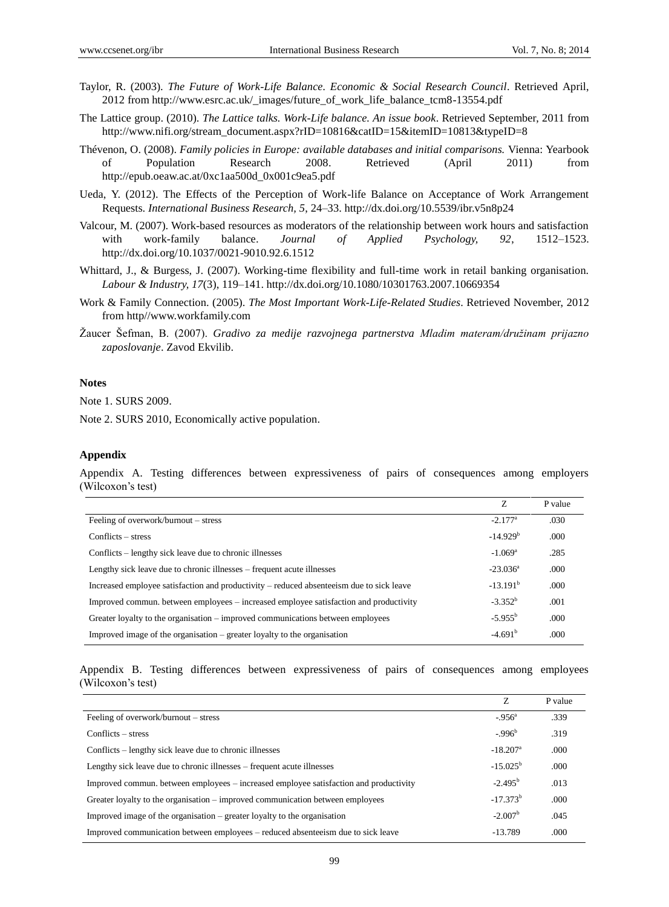Taylor, R. (2003). *The Future of Work-Life Balance*. *Economic & Social Research Council*. Retrieved April, 2012 from http://www.esrc.ac.uk/_images/future_of_work_life_balance_tcm8-13554.pdf

The Lattice group. (2010). *The Lattice talks. Work-Life balance. An issue book*. Retrieved September, 2011 from http://www.nifi.org/stream_document.aspx?rID=10816&catID=15&itemID=10813&typeID=8

Thévenon, O. (2008). *Family policies in Europe: available databases and initial comparisons.* Vienna: Yearbook of Population Research 2008. Retrieved (April 2011) from http://epub.oeaw.ac.at/0xc1aa500d_0x001c9ea5.pdf

Ueda, Y. (2012). The Effects of the Perception of Work-life Balance on Acceptance of Work Arrangement Requests. *International Business Research, 5*, 24–33. http://dx.doi.org/10.5539/ibr.v5n8p24

Valcour, M. (2007). Work-based resources as moderators of the relationship between work hours and satisfaction with work-family balance. *Journal of Applied Psychology, 92*, 1512–1523. http://dx.doi.org/10.1037/0021-9010.92.6.1512

Whittard, J., & Burgess, J. (2007). Working-time flexibility and full-time work in retail banking organisation. *Labour & Industry, 17*(3), 119–141. http://dx.doi.org/10.1080/10301763.2007.10669354

Work & Family Connection. (2005). *The Most Important Work-Life-Related Studies*. Retrieved November, 2012 from http//www.workfamily.com

Žaucer Šefman, B. (2007). *Gradivo za medije razvojnega partnerstva Mladim materam/družinam prijazno zaposlovanje*. Zavod Ekvilib.

## Notes

Note 1. SURS 2009.

Note 2. SURS 2010, Economically active population.

## Appendix

Appendix A. Testing differences between expressiveness of pairs of consequences among employers (Wilcoxon's test)

| | Z | P value |
|---|---|---|
| Feeling of overwork/burnout – stress | -2.177[a] | .030 |
| Conflicts – stress | -14.929[b] | .000 |
| Conflicts – lengthy sick leave due to chronic illnesses | -1.069[a] | .285 |
| Lengthy sick leave due to chronic illnesses – frequent acute illnesses | -23.036[a] | .000 |
| Increased employee satisfaction and productivity – reduced absenteeism due to sick leave | -13.191[b] | .000 |
| Improved commun. between employees – increased employee satisfaction and productivity | -3.352[b] | .001 |
| Greater loyalty to the organisation – improved communications between employees | -5.955[b] | .000 |
| Improved image of the organisation – greater loyalty to the organisation | -4.691[b] | .000 |

Appendix B. Testing differences between expressiveness of pairs of consequences among employees (Wilcoxon's test)

| | Z | P value |
|---|---|---|
| Feeling of overwork/burnout – stress | -.956[a] | .339 |
| Conflicts – stress | -.996[b] | .319 |
| Conflicts – lengthy sick leave due to chronic illnesses | -18.207[a] | .000 |
| Lengthy sick leave due to chronic illnesses – frequent acute illnesses | -15.025[b] | .000 |
| Improved commun. between employees – increased employee satisfaction and productivity | -2.495[b] | .013 |
| Greater loyalty to the organisation – improved communication between employees | -17.373[b] | .000 |
| Improved image of the organisation – greater loyalty to the organisation | -2.007[b] | .045 |
| Improved communication between employees – reduced absenteeism due to sick leave | -13.789 | .000 |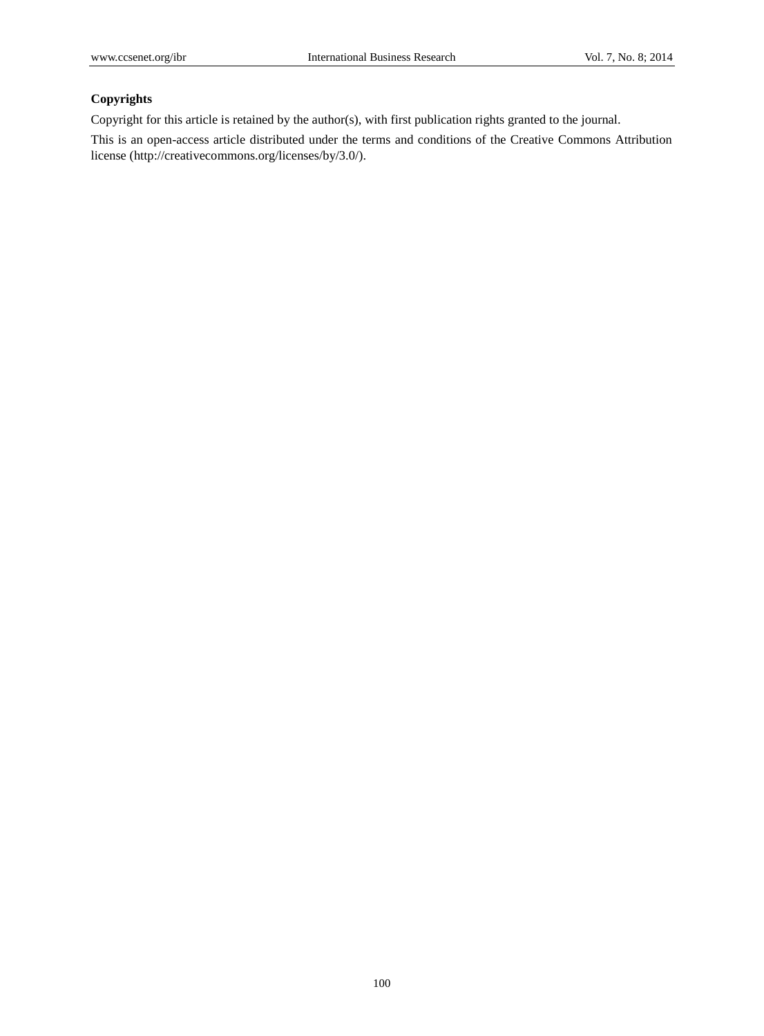**Copyrights**

Copyright for this article is retained by the author(s), with first publication rights granted to the journal.

This is an open-access article distributed under the terms and conditions of the Creative Commons Attribution license (http://creativecommons.org/licenses/by/3.0/).